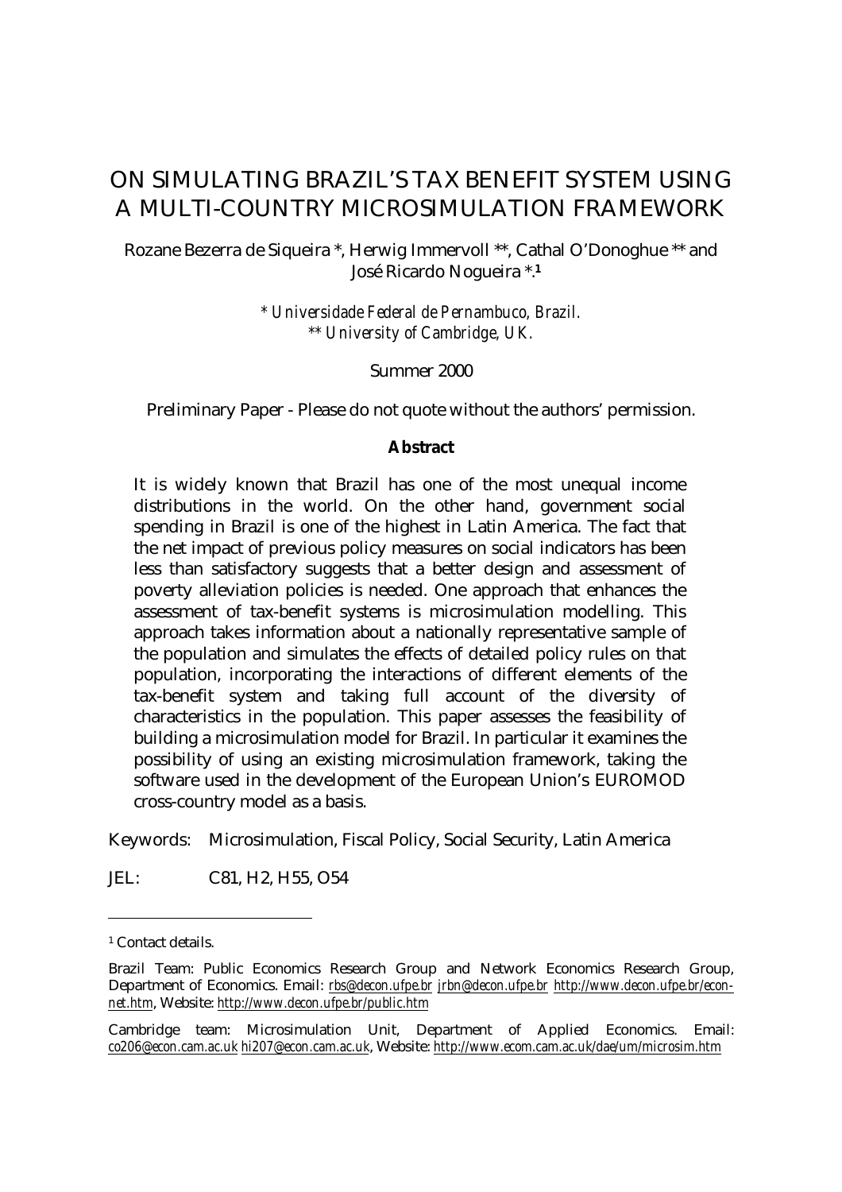# ON SIMULATING BRAZIL'S TAX BENEFIT SYSTEM USING A MULTI-COUNTRY MICROSIMULATION FRAMEWORK

Rozane Bezerra de Siqueira *, Herwig Immervoll **, Cathal O'Donoghue ** and José Ricardo Nogueira *.[1]

*\* Universidade Federal de Pernambuco, Brazil.*
*\*\* University of Cambridge, UK.*

Summer 2000

Preliminary Paper - Please do not quote without the authors' permission.

**Abstract**

It is widely known that Brazil has one of the most unequal income distributions in the world. On the other hand, government social spending in Brazil is one of the highest in Latin America. The fact that the net impact of previous policy measures on social indicators has been less than satisfactory suggests that a better design and assessment of poverty alleviation policies is needed. One approach that enhances the assessment of tax-benefit systems is microsimulation modelling. This approach takes information about a nationally representative sample of the population and simulates the effects of detailed policy rules on that population, incorporating the interactions of different elements of the tax-benefit system and taking full account of the diversity of characteristics in the population. This paper assesses the feasibility of building a microsimulation model for Brazil. In particular it examines the possibility of using an existing microsimulation framework, taking the software used in the development of the European Union's EUROMOD cross-country model as a basis.

Keywords: Microsimulation, Fiscal Policy, Social Security, Latin America

JEL: C81, H2, H55, O54

---

[1] Contact details.

Brazil Team: Public Economics Research Group and Network Economics Research Group, Department of Economics. Email: rbs@decon.ufpe.br jrbn@decon.ufpe.br http://www.decon.ufpe.br/econ-net.htm, Website: http://www.decon.ufpe.br/public.htm

Cambridge team: Microsimulation Unit, Department of Applied Economics. Email: co206@econ.cam.ac.uk hi207@econ.cam.ac.uk, Website: http://www.ecom.cam.ac.uk/dae/um/microsim.htm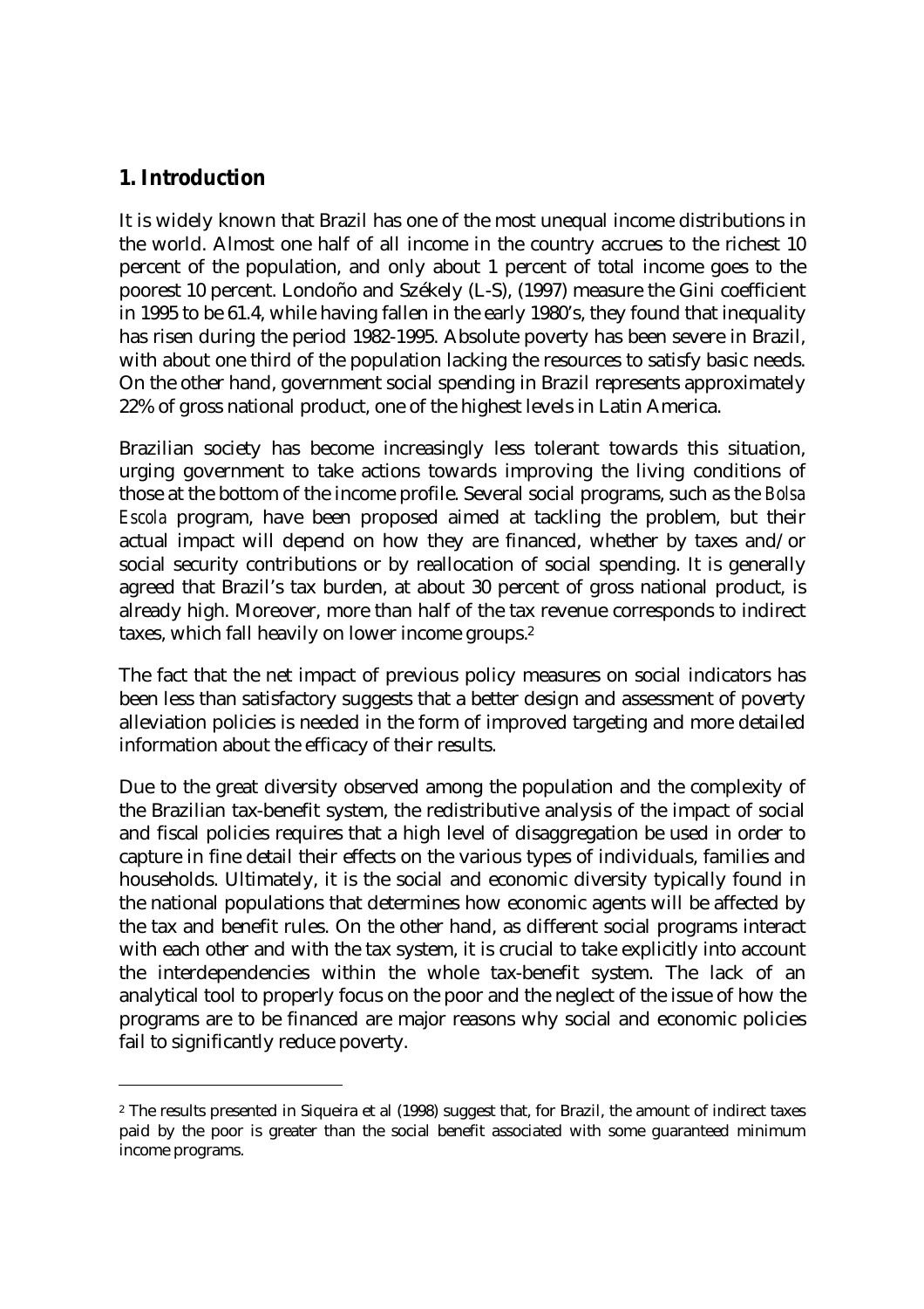## 1. Introduction

It is widely known that Brazil has one of the most unequal income distributions in the world. Almost one half of all income in the country accrues to the richest 10 percent of the population, and only about 1 percent of total income goes to the poorest 10 percent. Londoño and Székely (L-S), (1997) measure the Gini coefficient in 1995 to be 61.4, while having fallen in the early 1980's, they found that inequality has risen during the period 1982-1995. Absolute poverty has been severe in Brazil, with about one third of the population lacking the resources to satisfy basic needs. On the other hand, government social spending in Brazil represents approximately 22% of gross national product, one of the highest levels in Latin America.

Brazilian society has become increasingly less tolerant towards this situation, urging government to take actions towards improving the living conditions of those at the bottom of the income profile. Several social programs, such as the *Bolsa Escola* program, have been proposed aimed at tackling the problem, but their actual impact will depend on how they are financed, whether by taxes and/or social security contributions or by reallocation of social spending. It is generally agreed that Brazil's tax burden, at about 30 percent of gross national product, is already high. Moreover, more than half of the tax revenue corresponds to indirect taxes, which fall heavily on lower income groups.[2]

The fact that the net impact of previous policy measures on social indicators has been less than satisfactory suggests that a better design and assessment of poverty alleviation policies is needed in the form of improved targeting and more detailed information about the efficacy of their results.

Due to the great diversity observed among the population and the complexity of the Brazilian tax-benefit system, the redistributive analysis of the impact of social and fiscal policies requires that a high level of disaggregation be used in order to capture in fine detail their effects on the various types of individuals, families and households. Ultimately, it is the social and economic diversity typically found in the national populations that determines how economic agents will be affected by the tax and benefit rules. On the other hand, as different social programs interact with each other and with the tax system, it is crucial to take explicitly into account the interdependencies within the whole tax-benefit system. The lack of an analytical tool to properly focus on the poor and the neglect of the issue of how the programs are to be financed are major reasons why social and economic policies fail to significantly reduce poverty.

[2] The results presented in Siqueira et al (1998) suggest that, for Brazil, the amount of indirect taxes paid by the poor is greater than the social benefit associated with some guaranteed minimum income programs.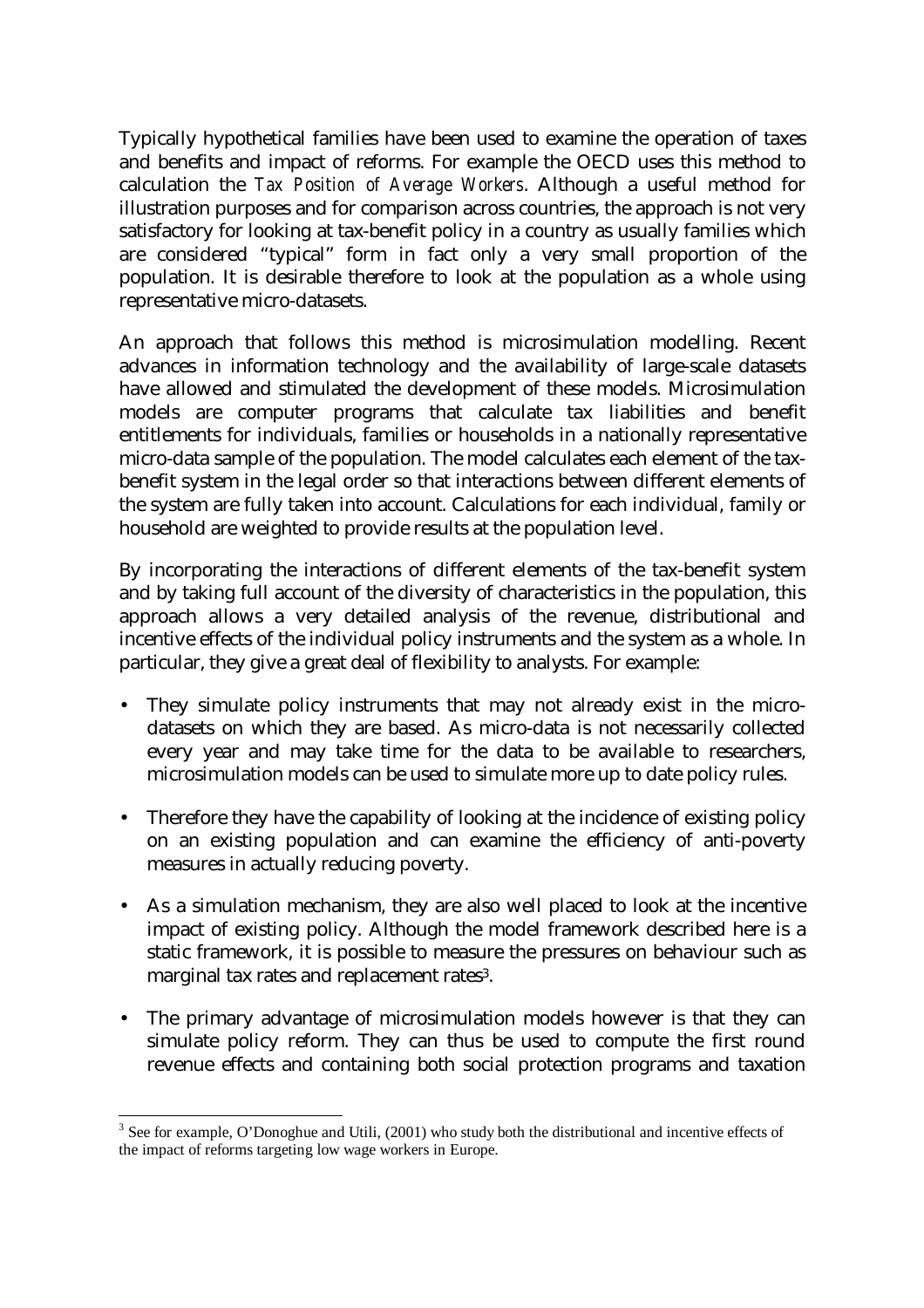Typically hypothetical families have been used to examine the operation of taxes and benefits and impact of reforms. For example the OECD uses this method to calculation the *Tax Position of Average Workers*. Although a useful method for illustration purposes and for comparison across countries, the approach is not very satisfactory for looking at tax-benefit policy in a country as usually families which are considered "typical" form in fact only a very small proportion of the population. It is desirable therefore to look at the population as a whole using representative micro-datasets.

An approach that follows this method is microsimulation modelling. Recent advances in information technology and the availability of large-scale datasets have allowed and stimulated the development of these models. Microsimulation models are computer programs that calculate tax liabilities and benefit entitlements for individuals, families or households in a nationally representative micro-data sample of the population. The model calculates each element of the tax-benefit system in the legal order so that interactions between different elements of the system are fully taken into account. Calculations for each individual, family or household are weighted to provide results at the population level.

By incorporating the interactions of different elements of the tax-benefit system and by taking full account of the diversity of characteristics in the population, this approach allows a very detailed analysis of the revenue, distributional and incentive effects of the individual policy instruments and the system as a whole. In particular, they give a great deal of flexibility to analysts. For example:

- They simulate policy instruments that may not already exist in the micro-datasets on which they are based. As micro-data is not necessarily collected every year and may take time for the data to be available to researchers, microsimulation models can be used to simulate more up to date policy rules.
- Therefore they have the capability of looking at the incidence of existing policy on an existing population and can examine the efficiency of anti-poverty measures in actually reducing poverty.
- As a simulation mechanism, they are also well placed to look at the incentive impact of existing policy. Although the model framework described here is a static framework, it is possible to measure the pressures on behaviour such as marginal tax rates and replacement rates[3].
- The primary advantage of microsimulation models however is that they can simulate policy reform. They can thus be used to compute the first round revenue effects and containing both social protection programs and taxation

[3] See for example, O'Donoghue and Utili, (2001) who study both the distributional and incentive effects of the impact of reforms targeting low wage workers in Europe.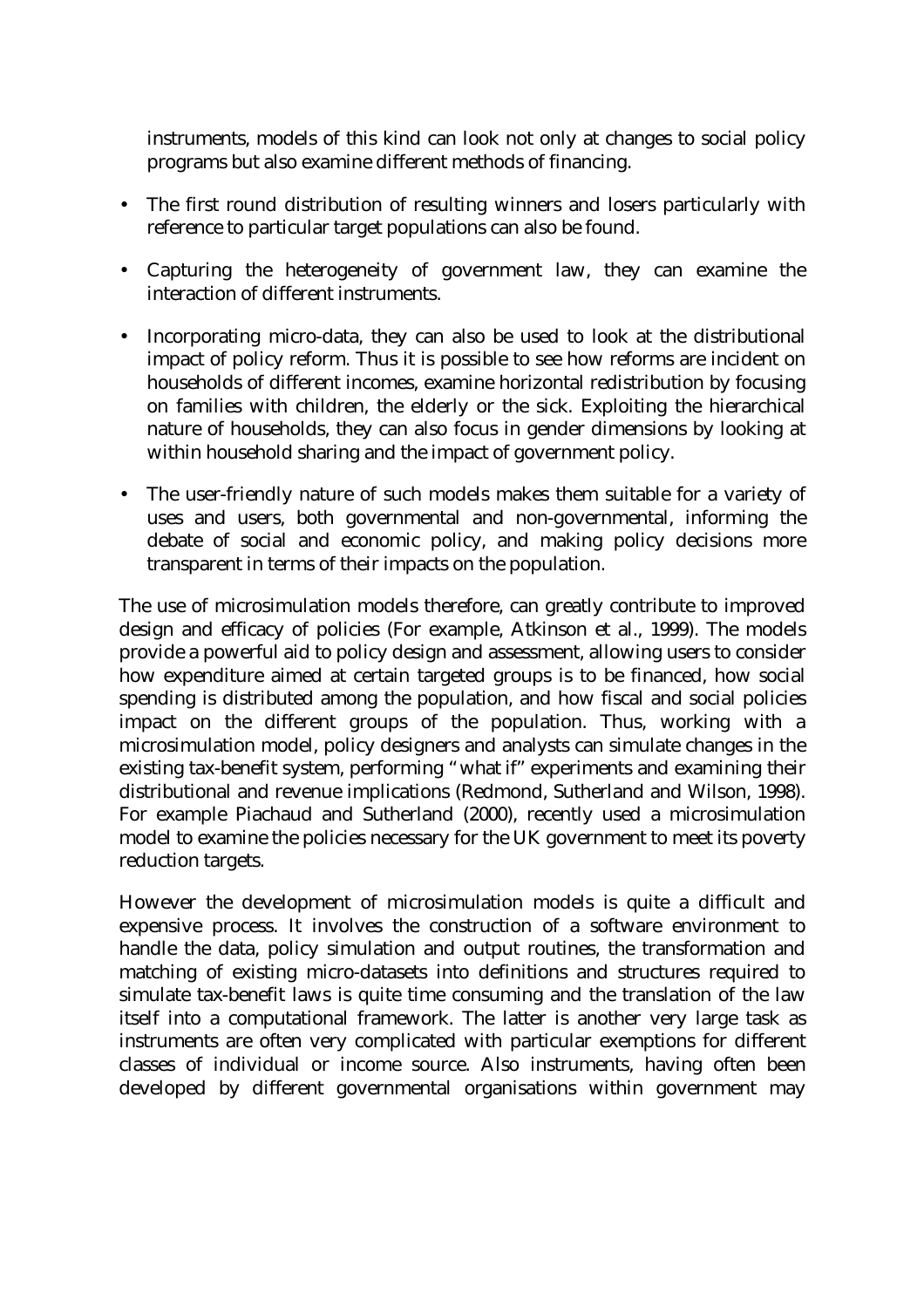instruments, models of this kind can look not only at changes to social policy programs but also examine different methods of financing.

- The first round distribution of resulting winners and losers particularly with reference to particular target populations can also be found.
- Capturing the heterogeneity of government law, they can examine the interaction of different instruments.
- Incorporating micro-data, they can also be used to look at the distributional impact of policy reform. Thus it is possible to see how reforms are incident on households of different incomes, examine horizontal redistribution by focusing on families with children, the elderly or the sick. Exploiting the hierarchical nature of households, they can also focus in gender dimensions by looking at within household sharing and the impact of government policy.
- The user-friendly nature of such models makes them suitable for a variety of uses and users, both governmental and non-governmental, informing the debate of social and economic policy, and making policy decisions more transparent in terms of their impacts on the population.

The use of microsimulation models therefore, can greatly contribute to improved design and efficacy of policies (For example, Atkinson et al., 1999). The models provide a powerful aid to policy design and assessment, allowing users to consider how expenditure aimed at certain targeted groups is to be financed, how social spending is distributed among the population, and how fiscal and social policies impact on the different groups of the population. Thus, working with a microsimulation model, policy designers and analysts can simulate changes in the existing tax-benefit system, performing "what if" experiments and examining their distributional and revenue implications (Redmond, Sutherland and Wilson, 1998). For example Piachaud and Sutherland (2000), recently used a microsimulation model to examine the policies necessary for the UK government to meet its poverty reduction targets.

However the development of microsimulation models is quite a difficult and expensive process. It involves the construction of a software environment to handle the data, policy simulation and output routines, the transformation and matching of existing micro-datasets into definitions and structures required to simulate tax-benefit laws is quite time consuming and the translation of the law itself into a computational framework. The latter is another very large task as instruments are often very complicated with particular exemptions for different classes of individual or income source. Also instruments, having often been developed by different governmental organisations within government may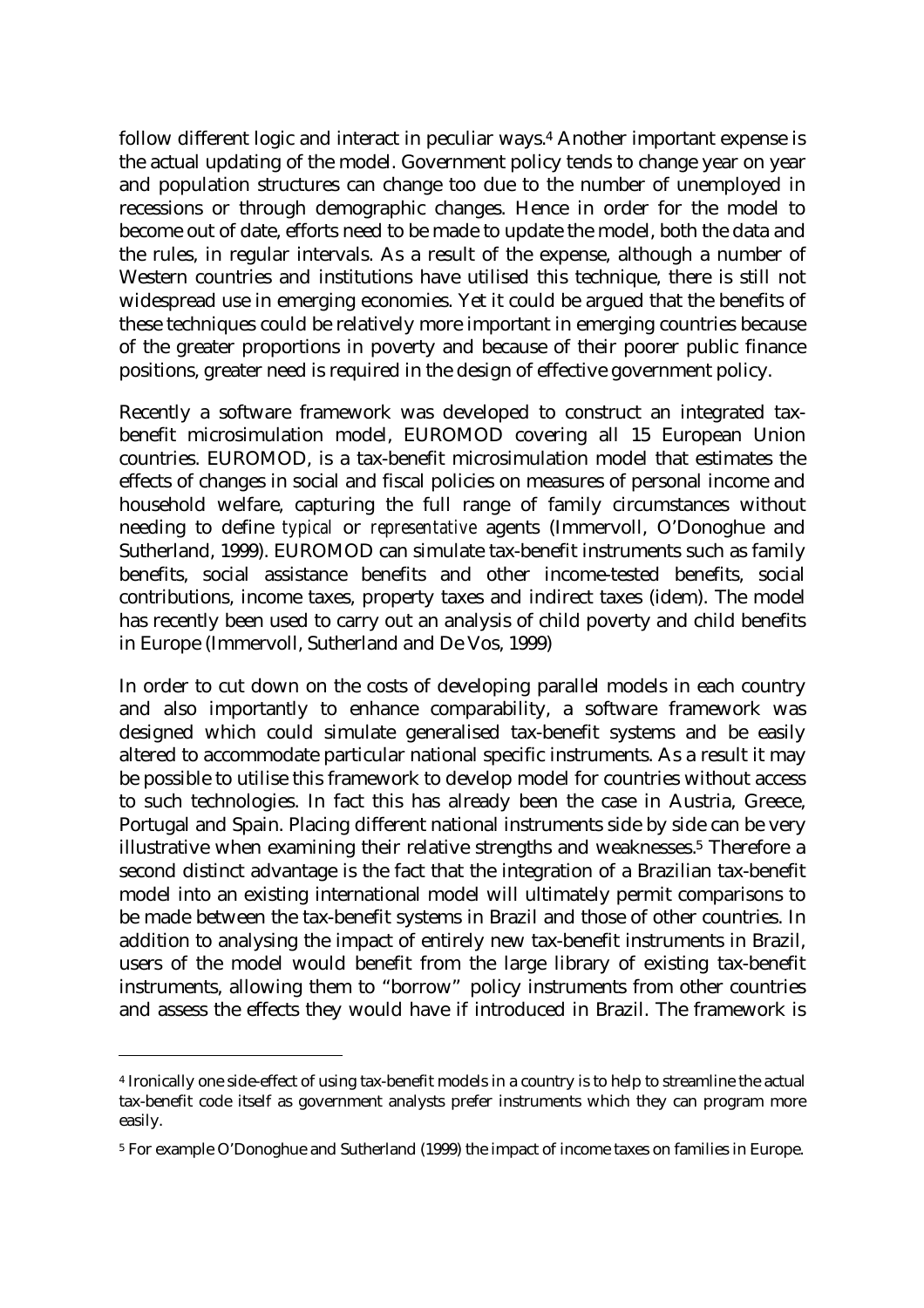follow different logic and interact in peculiar ways.[4] Another important expense is the actual updating of the model. Government policy tends to change year on year and population structures can change too due to the number of unemployed in recessions or through demographic changes. Hence in order for the model to become out of date, efforts need to be made to update the model, both the data and the rules, in regular intervals. As a result of the expense, although a number of Western countries and institutions have utilised this technique, there is still not widespread use in emerging economies. Yet it could be argued that the benefits of these techniques could be relatively more important in emerging countries because of the greater proportions in poverty and because of their poorer public finance positions, greater need is required in the design of effective government policy.

Recently a software framework was developed to construct an integrated tax-benefit microsimulation model, EUROMOD covering all 15 European Union countries. EUROMOD, is a tax-benefit microsimulation model that estimates the effects of changes in social and fiscal policies on measures of personal income and household welfare, capturing the full range of family circumstances without needing to define *typical* or *representative* agents (Immervoll, O'Donoghue and Sutherland, 1999). EUROMOD can simulate tax-benefit instruments such as family benefits, social assistance benefits and other income-tested benefits, social contributions, income taxes, property taxes and indirect taxes (idem). The model has recently been used to carry out an analysis of child poverty and child benefits in Europe (Immervoll, Sutherland and De Vos, 1999)

In order to cut down on the costs of developing parallel models in each country and also importantly to enhance comparability, a software framework was designed which could simulate generalised tax-benefit systems and be easily altered to accommodate particular national specific instruments. As a result it may be possible to utilise this framework to develop model for countries without access to such technologies. In fact this has already been the case in Austria, Greece, Portugal and Spain. Placing different national instruments side by side can be very illustrative when examining their relative strengths and weaknesses.[5] Therefore a second distinct advantage is the fact that the integration of a Brazilian tax-benefit model into an existing international model will ultimately permit comparisons to be made between the tax-benefit systems in Brazil and those of other countries. In addition to analysing the impact of entirely new tax-benefit instruments in Brazil, users of the model would benefit from the large library of existing tax-benefit instruments, allowing them to "borrow" policy instruments from other countries and assess the effects they would have if introduced in Brazil. The framework is

---

[4] Ironically one side-effect of using tax-benefit models in a country is to help to streamline the actual tax-benefit code itself as government analysts prefer instruments which they can program more easily.

[5] For example O'Donoghue and Sutherland (1999) the impact of income taxes on families in Europe.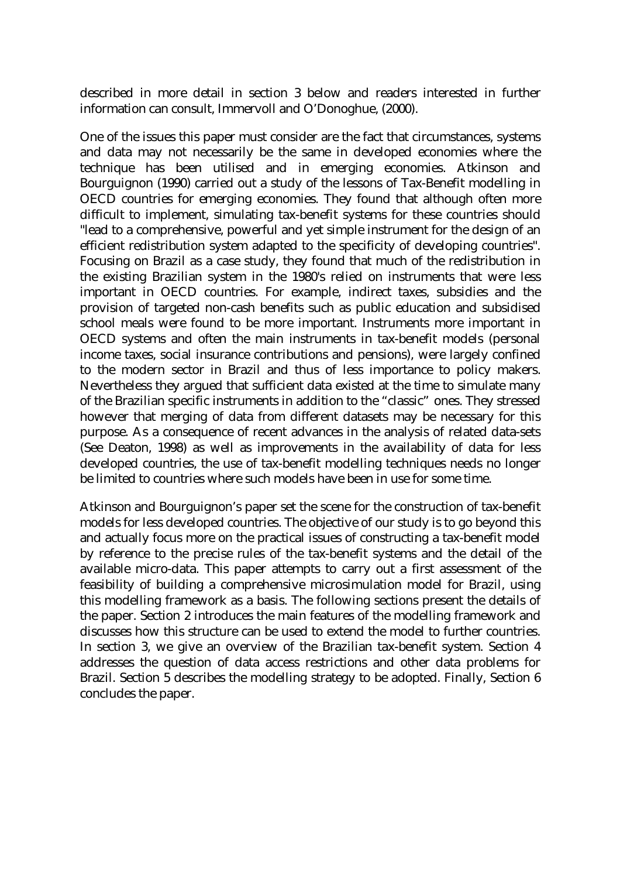described in more detail in section 3 below and readers interested in further information can consult, Immervoll and O'Donoghue, (2000).

One of the issues this paper must consider are the fact that circumstances, systems and data may not necessarily be the same in developed economies where the technique has been utilised and in emerging economies. Atkinson and Bourguignon (1990) carried out a study of the lessons of Tax-Benefit modelling in OECD countries for emerging economies. They found that although often more difficult to implement, simulating tax-benefit systems for these countries should "lead to a comprehensive, powerful and yet simple instrument for the design of an efficient redistribution system adapted to the specificity of developing countries". Focusing on Brazil as a case study, they found that much of the redistribution in the existing Brazilian system in the 1980's relied on instruments that were less important in OECD countries. For example, indirect taxes, subsidies and the provision of targeted non-cash benefits such as public education and subsidised school meals were found to be more important. Instruments more important in OECD systems and often the main instruments in tax-benefit models (personal income taxes, social insurance contributions and pensions), were largely confined to the modern sector in Brazil and thus of less importance to policy makers. Nevertheless they argued that sufficient data existed at the time to simulate many of the Brazilian specific instruments in addition to the "classic" ones. They stressed however that merging of data from different datasets may be necessary for this purpose. As a consequence of recent advances in the analysis of related data-sets (See Deaton, 1998) as well as improvements in the availability of data for less developed countries, the use of tax-benefit modelling techniques needs no longer be limited to countries where such models have been in use for some time.

Atkinson and Bourguignon's paper set the scene for the construction of tax-benefit models for less developed countries. The objective of our study is to go beyond this and actually focus more on the practical issues of constructing a tax-benefit model by reference to the precise rules of the tax-benefit systems and the detail of the available micro-data. This paper attempts to carry out a first assessment of the feasibility of building a comprehensive microsimulation model for Brazil, using this modelling framework as a basis. The following sections present the details of the paper. Section 2 introduces the main features of the modelling framework and discusses how this structure can be used to extend the model to further countries. In section 3, we give an overview of the Brazilian tax-benefit system. Section 4 addresses the question of data access restrictions and other data problems for Brazil. Section 5 describes the modelling strategy to be adopted. Finally, Section 6 concludes the paper.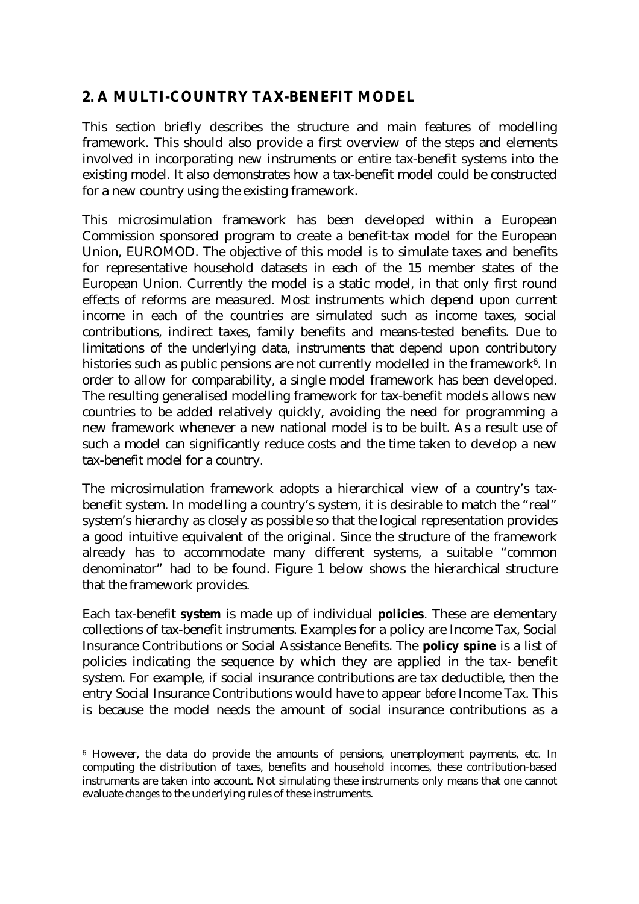## 2. A MULTI-COUNTRY TAX-BENEFIT MODEL

This section briefly describes the structure and main features of modelling framework. This should also provide a first overview of the steps and elements involved in incorporating new instruments or entire tax-benefit systems into the existing model. It also demonstrates how a tax-benefit model could be constructed for a new country using the existing framework.

This microsimulation framework has been developed within a European Commission sponsored program to create a benefit-tax model for the European Union, EUROMOD. The objective of this model is to simulate taxes and benefits for representative household datasets in each of the 15 member states of the European Union. Currently the model is a static model, in that only first round effects of reforms are measured. Most instruments which depend upon current income in each of the countries are simulated such as income taxes, social contributions, indirect taxes, family benefits and means-tested benefits. Due to limitations of the underlying data, instruments that depend upon contributory histories such as public pensions are not currently modelled in the framework[6]. In order to allow for comparability, a single model framework has been developed. The resulting generalised modelling framework for tax-benefit models allows new countries to be added relatively quickly, avoiding the need for programming a new framework whenever a new national model is to be built. As a result use of such a model can significantly reduce costs and the time taken to develop a new tax-benefit model for a country.

The microsimulation framework adopts a hierarchical view of a country's tax-benefit system. In modelling a country's system, it is desirable to match the "real" system's hierarchy as closely as possible so that the logical representation provides a good intuitive equivalent of the original. Since the structure of the framework already has to accommodate many different systems, a suitable "common denominator" had to be found. Figure 1 below shows the hierarchical structure that the framework provides.

Each tax-benefit **system** is made up of individual **policies**. These are elementary collections of tax-benefit instruments. Examples for a policy are Income Tax, Social Insurance Contributions or Social Assistance Benefits. The **policy spine** is a list of policies indicating the sequence by which they are applied in the tax- benefit system. For example, if social insurance contributions are tax deductible, then the entry Social Insurance Contributions would have to appear *before* Income Tax. This is because the model needs the amount of social insurance contributions as a

---

[6] However, the data do provide the amounts of pensions, unemployment payments, etc. In computing the distribution of taxes, benefits and household incomes, these contribution-based instruments are taken into account. Not simulating these instruments only means that one cannot evaluate *changes* to the underlying rules of these instruments.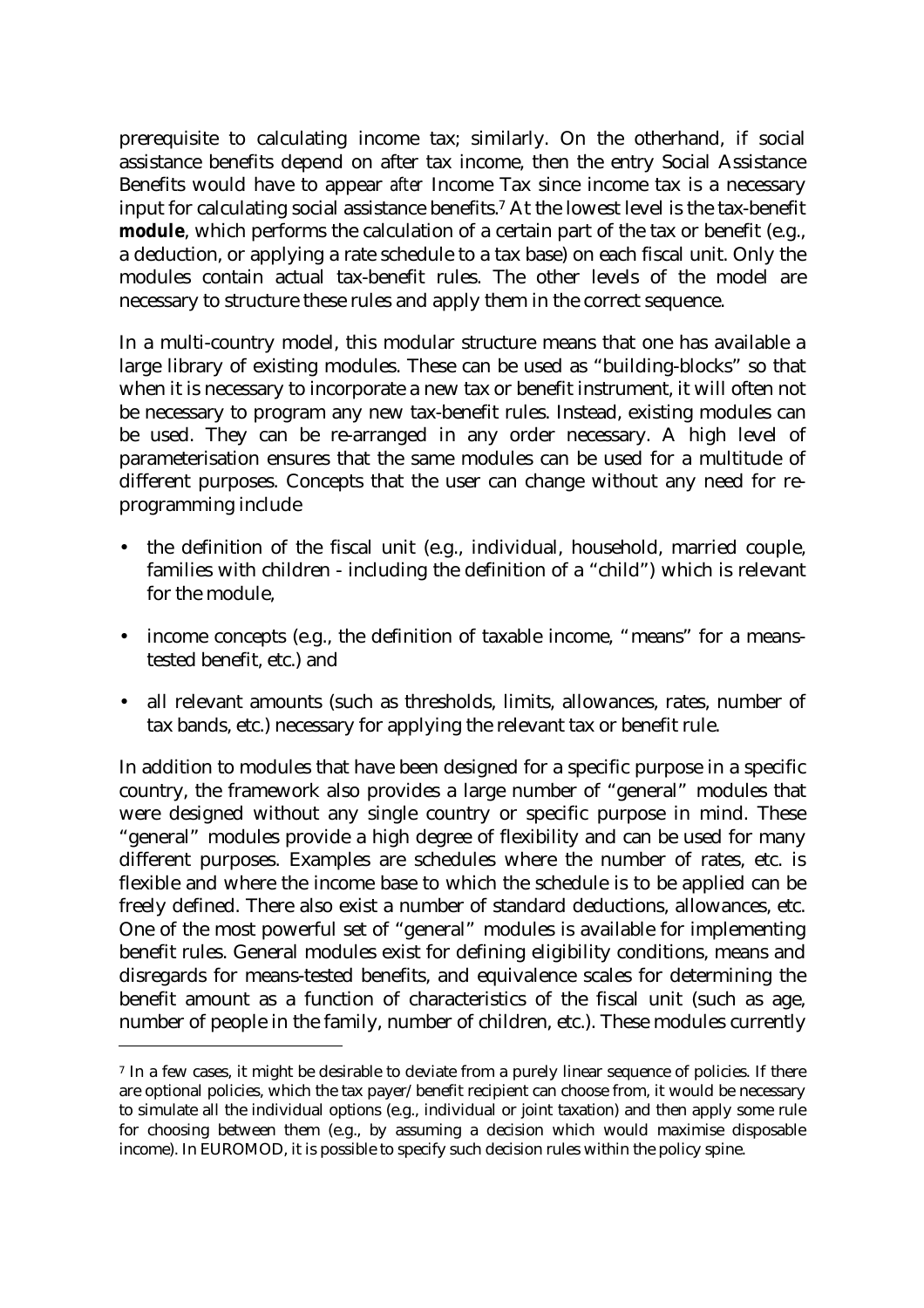prerequisite to calculating income tax; similarly. On the otherhand, if social assistance benefits depend on after tax income, then the entry Social Assistance Benefits would have to appear *after* Income Tax since income tax is a necessary input for calculating social assistance benefits.[7] At the lowest level is the tax-benefit **module**, which performs the calculation of a certain part of the tax or benefit (e.g., a deduction, or applying a rate schedule to a tax base) on each fiscal unit. Only the modules contain actual tax-benefit rules. The other levels of the model are necessary to structure these rules and apply them in the correct sequence.

In a multi-country model, this modular structure means that one has available a large library of existing modules. These can be used as "building-blocks" so that when it is necessary to incorporate a new tax or benefit instrument, it will often not be necessary to program any new tax-benefit rules. Instead, existing modules can be used. They can be re-arranged in any order necessary. A high level of parameterisation ensures that the same modules can be used for a multitude of different purposes. Concepts that the user can change without any need for re-programming include

- the definition of the fiscal unit (e.g., individual, household, married couple, families with children - including the definition of a "child") which is relevant for the module,
- income concepts (e.g., the definition of taxable income, "means" for a means-tested benefit, etc.) and
- all relevant amounts (such as thresholds, limits, allowances, rates, number of tax bands, etc.) necessary for applying the relevant tax or benefit rule.

In addition to modules that have been designed for a specific purpose in a specific country, the framework also provides a large number of "general" modules that were designed without any single country or specific purpose in mind. These "general" modules provide a high degree of flexibility and can be used for many different purposes. Examples are schedules where the number of rates, etc. is flexible and where the income base to which the schedule is to be applied can be freely defined. There also exist a number of standard deductions, allowances, etc. One of the most powerful set of "general" modules is available for implementing benefit rules. General modules exist for defining eligibility conditions, means and disregards for means-tested benefits, and equivalence scales for determining the benefit amount as a function of characteristics of the fiscal unit (such as age, number of people in the family, number of children, etc.). These modules currently

---

[7] In a few cases, it might be desirable to deviate from a purely linear sequence of policies. If there are optional policies, which the tax payer/benefit recipient can choose from, it would be necessary to simulate all the individual options (e.g., individual or joint taxation) and then apply some rule for choosing between them (e.g., by assuming a decision which would maximise disposable income). In EUROMOD, it is possible to specify such decision rules within the policy spine.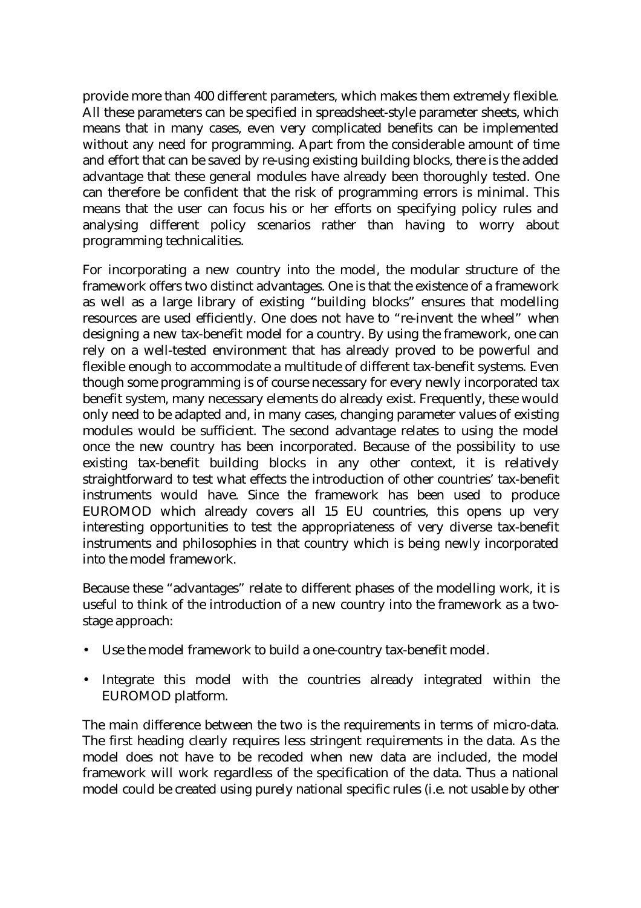provide more than 400 different parameters, which makes them extremely flexible. All these parameters can be specified in spreadsheet-style parameter sheets, which means that in many cases, even very complicated benefits can be implemented without any need for programming. Apart from the considerable amount of time and effort that can be saved by re-using existing building blocks, there is the added advantage that these general modules have already been thoroughly tested. One can therefore be confident that the risk of programming errors is minimal. This means that the user can focus his or her efforts on specifying policy rules and analysing different policy scenarios rather than having to worry about programming technicalities.

For incorporating a new country into the model, the modular structure of the framework offers two distinct advantages. One is that the existence of a framework as well as a large library of existing "building blocks" ensures that modelling resources are used efficiently. One does not have to "re-invent the wheel" when designing a new tax-benefit model for a country. By using the framework, one can rely on a well-tested environment that has already proved to be powerful and flexible enough to accommodate a multitude of different tax-benefit systems. Even though some programming is of course necessary for every newly incorporated tax benefit system, many necessary elements do already exist. Frequently, these would only need to be adapted and, in many cases, changing parameter values of existing modules would be sufficient. The second advantage relates to using the model once the new country has been incorporated. Because of the possibility to use existing tax-benefit building blocks in any other context, it is relatively straightforward to test what effects the introduction of other countries' tax-benefit instruments would have. Since the framework has been used to produce EUROMOD which already covers all 15 EU countries, this opens up very interesting opportunities to test the appropriateness of very diverse tax-benefit instruments and philosophies in that country which is being newly incorporated into the model framework.

Because these "advantages" relate to different phases of the modelling work, it is useful to think of the introduction of a new country into the framework as a two-stage approach:

- Use the model framework to build a one-country tax-benefit model.
- Integrate this model with the countries already integrated within the EUROMOD platform.

The main difference between the two is the requirements in terms of micro-data. The first heading clearly requires less stringent requirements in the data. As the model does not have to be recoded when new data are included, the model framework will work regardless of the specification of the data. Thus a national model could be created using purely national specific rules (i.e. not usable by other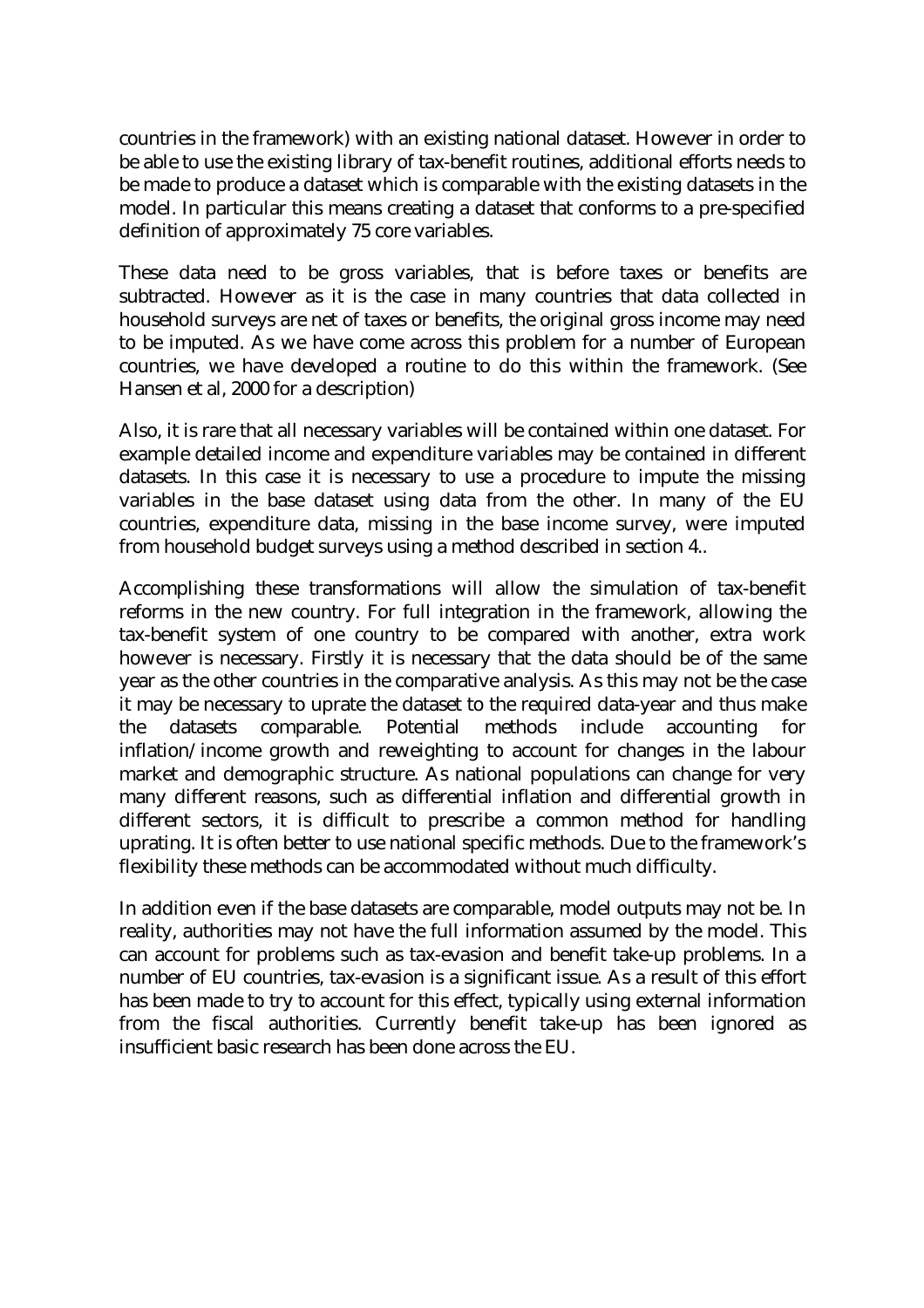countries in the framework) with an existing national dataset. However in order to be able to use the existing library of tax-benefit routines, additional efforts needs to be made to produce a dataset which is comparable with the existing datasets in the model. In particular this means creating a dataset that conforms to a pre-specified definition of approximately 75 core variables.

These data need to be gross variables, that is before taxes or benefits are subtracted. However as it is the case in many countries that data collected in household surveys are net of taxes or benefits, the original gross income may need to be imputed. As we have come across this problem for a number of European countries, we have developed a routine to do this within the framework. (See Hansen et al, 2000 for a description)

Also, it is rare that all necessary variables will be contained within one dataset. For example detailed income and expenditure variables may be contained in different datasets. In this case it is necessary to use a procedure to impute the missing variables in the base dataset using data from the other. In many of the EU countries, expenditure data, missing in the base income survey, were imputed from household budget surveys using a method described in section 4..

Accomplishing these transformations will allow the simulation of tax-benefit reforms in the new country. For full integration in the framework, allowing the tax-benefit system of one country to be compared with another, extra work however is necessary. Firstly it is necessary that the data should be of the same year as the other countries in the comparative analysis. As this may not be the case it may be necessary to uprate the dataset to the required data-year and thus make the datasets comparable. Potential methods include accounting for inflation/income growth and reweighting to account for changes in the labour market and demographic structure. As national populations can change for very many different reasons, such as differential inflation and differential growth in different sectors, it is difficult to prescribe a common method for handling uprating. It is often better to use national specific methods. Due to the framework's flexibility these methods can be accommodated without much difficulty.

In addition even if the base datasets are comparable, model outputs may not be. In reality, authorities may not have the full information assumed by the model. This can account for problems such as tax-evasion and benefit take-up problems. In a number of EU countries, tax-evasion is a significant issue. As a result of this effort has been made to try to account for this effect, typically using external information from the fiscal authorities. Currently benefit take-up has been ignored as insufficient basic research has been done across the EU.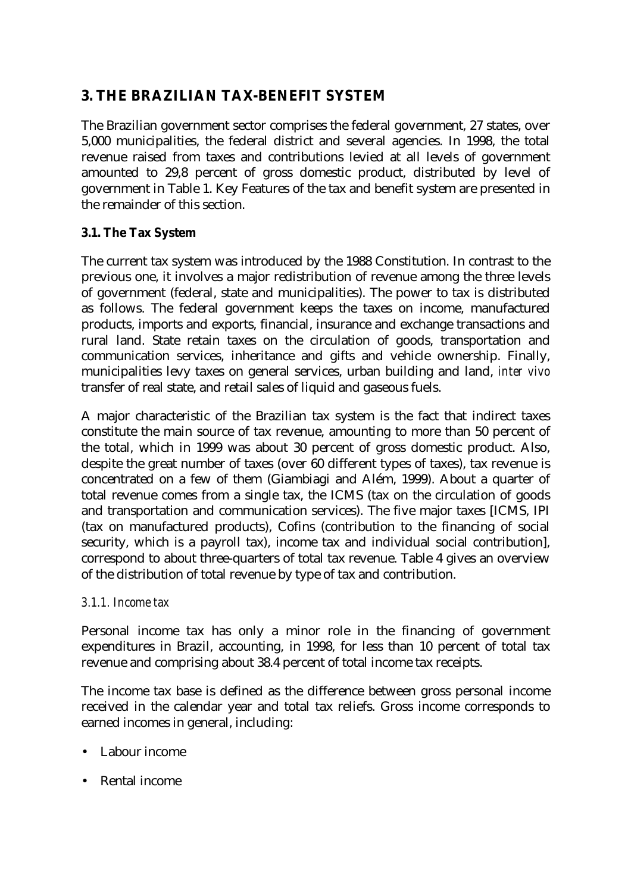## 3. THE BRAZILIAN TAX-BENEFIT SYSTEM

The Brazilian government sector comprises the federal government, 27 states, over 5,000 municipalities, the federal district and several agencies. In 1998, the total revenue raised from taxes and contributions levied at all levels of government amounted to 29,8 percent of gross domestic product, distributed by level of government in Table 1. Key Features of the tax and benefit system are presented in the remainder of this section.

### 3.1. The Tax System

The current tax system was introduced by the 1988 Constitution. In contrast to the previous one, it involves a major redistribution of revenue among the three levels of government (federal, state and municipalities). The power to tax is distributed as follows. The federal government keeps the taxes on income, manufactured products, imports and exports, financial, insurance and exchange transactions and rural land. State retain taxes on the circulation of goods, transportation and communication services, inheritance and gifts and vehicle ownership. Finally, municipalities levy taxes on general services, urban building and land, *inter vivo* transfer of real state, and retail sales of liquid and gaseous fuels.

A major characteristic of the Brazilian tax system is the fact that indirect taxes constitute the main source of tax revenue, amounting to more than 50 percent of the total, which in 1999 was about 30 percent of gross domestic product. Also, despite the great number of taxes (over 60 different types of taxes), tax revenue is concentrated on a few of them (Giambiagi and Além, 1999). About a quarter of total revenue comes from a single tax, the ICMS (tax on the circulation of goods and transportation and communication services). The five major taxes [ICMS, IPI (tax on manufactured products), Cofins (contribution to the financing of social security, which is a payroll tax), income tax and individual social contribution], correspond to about three-quarters of total tax revenue. Table 4 gives an overview of the distribution of total revenue by type of tax and contribution.

#### *3.1.1. Income tax*

Personal income tax has only a minor role in the financing of government expenditures in Brazil, accounting, in 1998, for less than 10 percent of total tax revenue and comprising about 38.4 percent of total income tax receipts.

The income tax base is defined as the difference between gross personal income received in the calendar year and total tax reliefs. Gross income corresponds to earned incomes in general, including:

- Labour income
- Rental income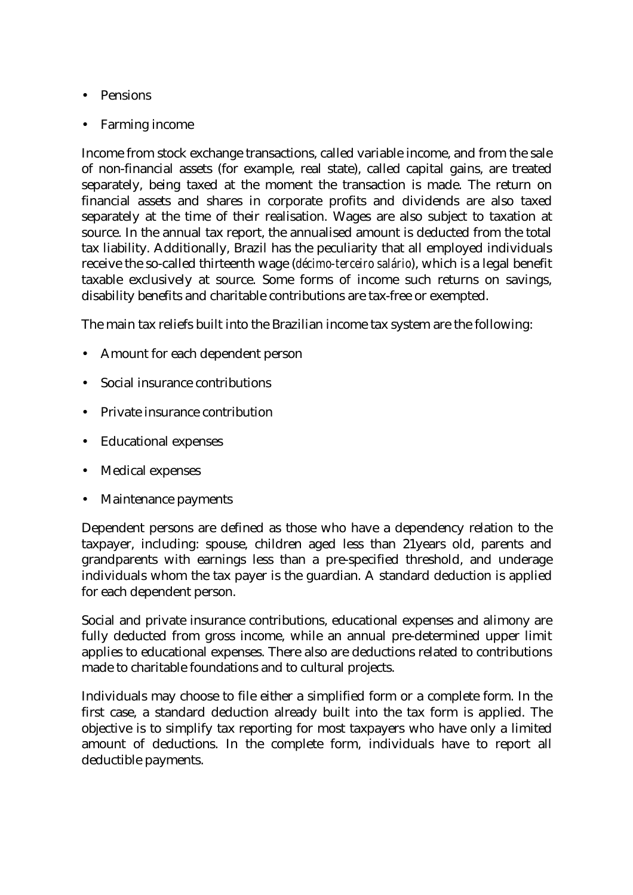- Pensions
- Farming income

Income from stock exchange transactions, called variable income, and from the sale of non-financial assets (for example, real state), called capital gains, are treated separately, being taxed at the moment the transaction is made. The return on financial assets and shares in corporate profits and dividends are also taxed separately at the time of their realisation. Wages are also subject to taxation at source. In the annual tax report, the annualised amount is deducted from the total tax liability. Additionally, Brazil has the peculiarity that all employed individuals receive the so-called thirteenth wage (*décimo-terceiro salário*), which is a legal benefit taxable exclusively at source. Some forms of income such returns on savings, disability benefits and charitable contributions are tax-free or exempted.

The main tax reliefs built into the Brazilian income tax system are the following:

- Amount for each dependent person
- Social insurance contributions
- Private insurance contribution
- Educational expenses
- Medical expenses
- Maintenance payments

Dependent persons are defined as those who have a dependency relation to the taxpayer, including: spouse, children aged less than 21years old, parents and grandparents with earnings less than a pre-specified threshold, and underage individuals whom the tax payer is the guardian. A standard deduction is applied for each dependent person.

Social and private insurance contributions, educational expenses and alimony are fully deducted from gross income, while an annual pre-determined upper limit applies to educational expenses. There also are deductions related to contributions made to charitable foundations and to cultural projects.

Individuals may choose to file either a simplified form or a complete form. In the first case, a standard deduction already built into the tax form is applied. The objective is to simplify tax reporting for most taxpayers who have only a limited amount of deductions. In the complete form, individuals have to report all deductible payments.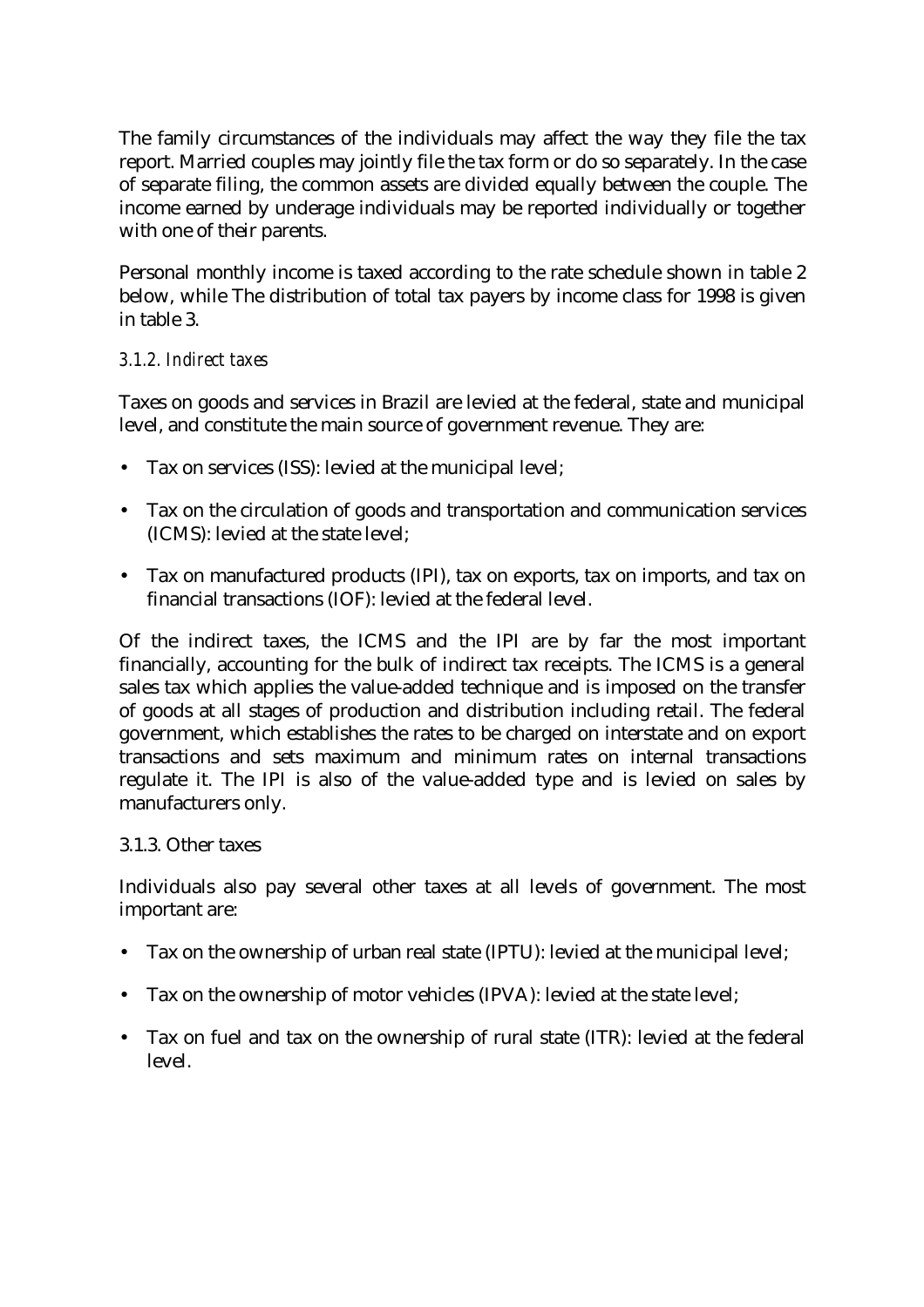The family circumstances of the individuals may affect the way they file the tax report. Married couples may jointly file the tax form or do so separately. In the case of separate filing, the common assets are divided equally between the couple. The income earned by underage individuals may be reported individually or together with one of their parents.

Personal monthly income is taxed according to the rate schedule shown in table 2 below, while The distribution of total tax payers by income class for 1998 is given in table 3.

### *3.1.2. Indirect taxes*

Taxes on goods and services in Brazil are levied at the federal, state and municipal level, and constitute the main source of government revenue. They are:

- Tax on services (ISS): levied at the municipal level;
- Tax on the circulation of goods and transportation and communication services (ICMS): levied at the state level;
- Tax on manufactured products (IPI), tax on exports, tax on imports, and tax on financial transactions (IOF): levied at the federal level.

Of the indirect taxes, the ICMS and the IPI are by far the most important financially, accounting for the bulk of indirect tax receipts. The ICMS is a general sales tax which applies the value-added technique and is imposed on the transfer of goods at all stages of production and distribution including retail. The federal government, which establishes the rates to be charged on interstate and on export transactions and sets maximum and minimum rates on internal transactions regulate it. The IPI is also of the value-added type and is levied on sales by manufacturers only.

### 3.1.3. Other taxes

Individuals also pay several other taxes at all levels of government. The most important are:

- Tax on the ownership of urban real state (IPTU): levied at the municipal level;
- Tax on the ownership of motor vehicles (IPVA): levied at the state level;
- Tax on fuel and tax on the ownership of rural state (ITR): levied at the federal level.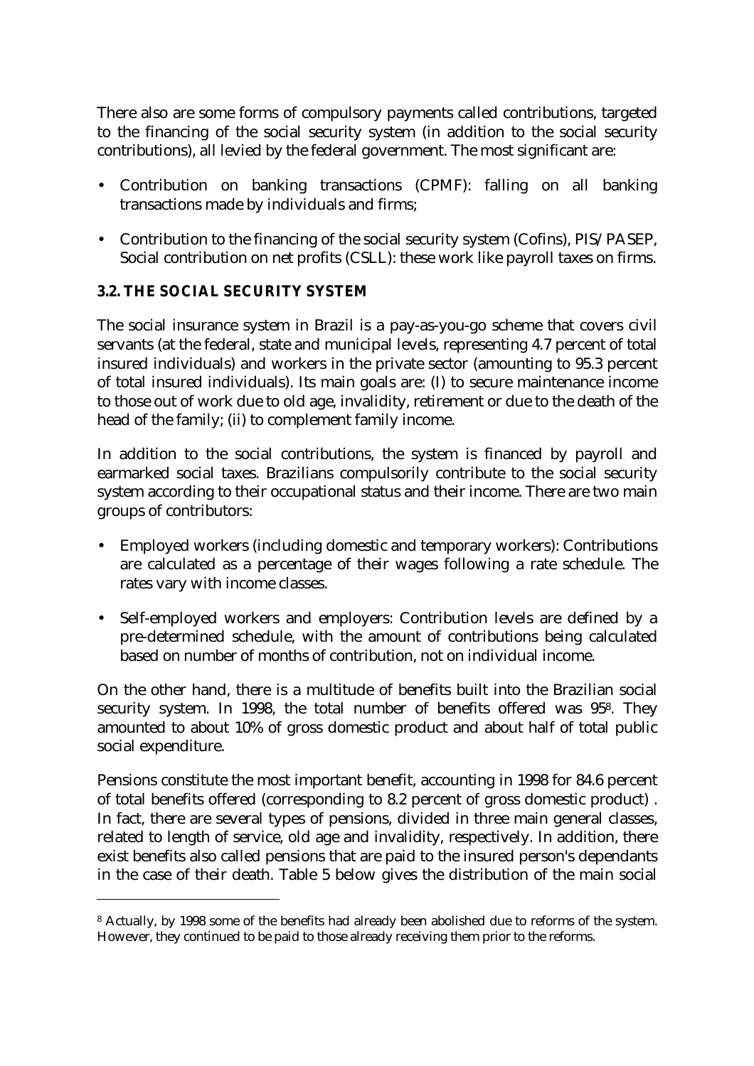There also are some forms of compulsory payments called contributions, targeted to the financing of the social security system (in addition to the social security contributions), all levied by the federal government. The most significant are:

- Contribution on banking transactions (CPMF): falling on all banking transactions made by individuals and firms;
- Contribution to the financing of the social security system (Cofins), PIS/PASEP, Social contribution on net profits (CSLL): these work like payroll taxes on firms.

### 3.2. THE SOCIAL SECURITY SYSTEM

The social insurance system in Brazil is a pay-as-you-go scheme that covers civil servants (at the federal, state and municipal levels, representing 4.7 percent of total insured individuals) and workers in the private sector (amounting to 95.3 percent of total insured individuals). Its main goals are: (I) to secure maintenance income to those out of work due to old age, invalidity, retirement or due to the death of the head of the family; (ii) to complement family income.

In addition to the social contributions, the system is financed by payroll and earmarked social taxes. Brazilians compulsorily contribute to the social security system according to their occupational status and their income. There are two main groups of contributors:

- Employed workers (including domestic and temporary workers): Contributions are calculated as a percentage of their wages following a rate schedule. The rates vary with income classes.
- Self-employed workers and employers: Contribution levels are defined by a pre-determined schedule, with the amount of contributions being calculated based on number of months of contribution, not on individual income.

On the other hand, there is a multitude of benefits built into the Brazilian social security system. In 1998, the total number of benefits offered was 95[8]. They amounted to about 10% of gross domestic product and about half of total public social expenditure.

Pensions constitute the most important benefit, accounting in 1998 for 84.6 percent of total benefits offered (corresponding to 8.2 percent of gross domestic product) . In fact, there are several types of pensions, divided in three main general classes, related to length of service, old age and invalidity, respectively. In addition, there exist benefits also called pensions that are paid to the insured person's dependants in the case of their death. Table 5 below gives the distribution of the main social

[8] Actually, by 1998 some of the benefits had already been abolished due to reforms of the system. However, they continued to be paid to those already receiving them prior to the reforms.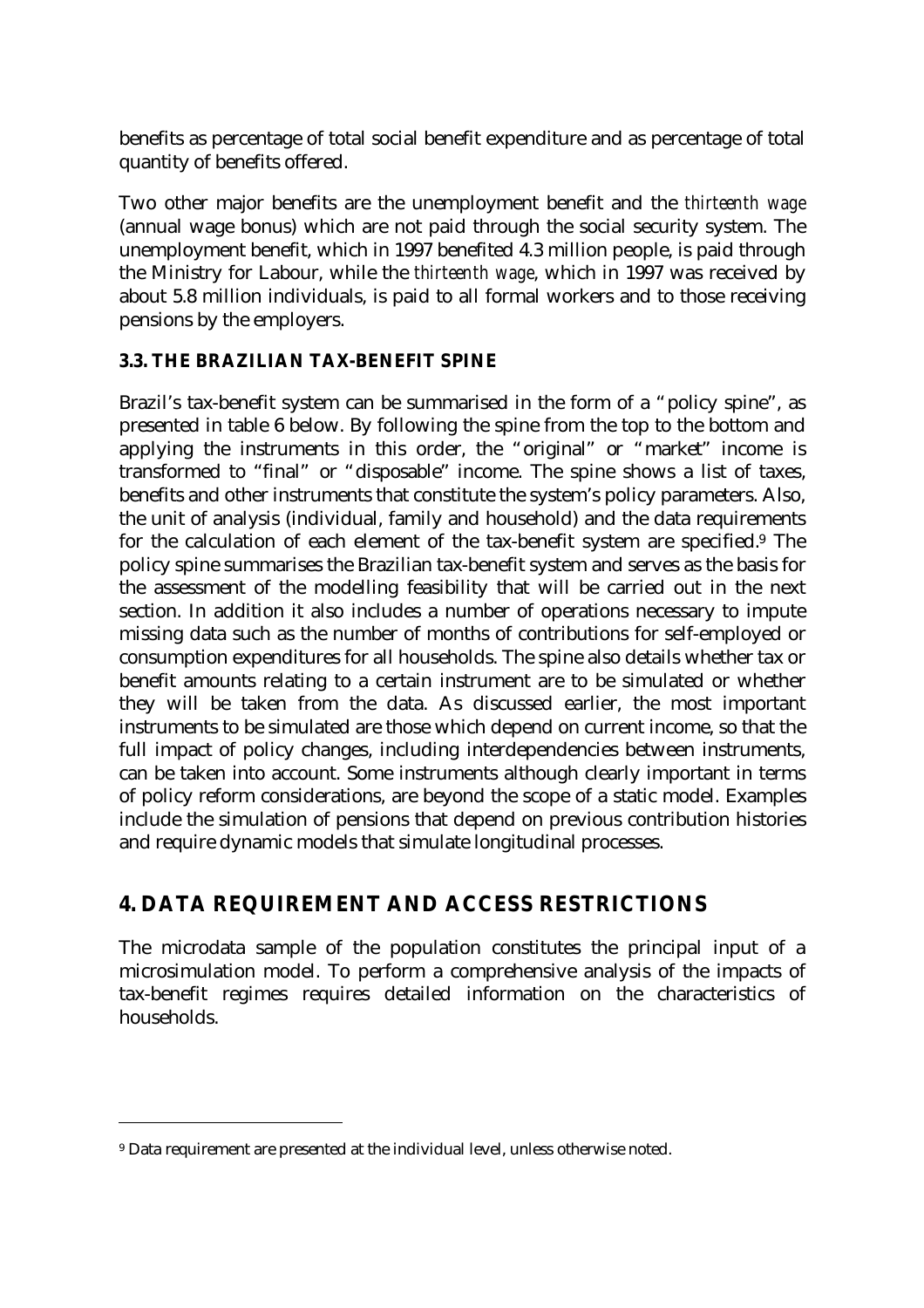benefits as percentage of total social benefit expenditure and as percentage of total quantity of benefits offered.

Two other major benefits are the unemployment benefit and the *thirteenth wage* (annual wage bonus) which are not paid through the social security system. The unemployment benefit, which in 1997 benefited 4.3 million people, is paid through the Ministry for Labour, while the *thirteenth wage*, which in 1997 was received by about 5.8 million individuals, is paid to all formal workers and to those receiving pensions by the employers.

### 3.3. THE BRAZILIAN TAX-BENEFIT SPINE

Brazil's tax-benefit system can be summarised in the form of a "policy spine", as presented in table 6 below. By following the spine from the top to the bottom and applying the instruments in this order, the "original" or "market" income is transformed to "final" or "disposable" income. The spine shows a list of taxes, benefits and other instruments that constitute the system's policy parameters. Also, the unit of analysis (individual, family and household) and the data requirements for the calculation of each element of the tax-benefit system are specified.[9] The policy spine summarises the Brazilian tax-benefit system and serves as the basis for the assessment of the modelling feasibility that will be carried out in the next section. In addition it also includes a number of operations necessary to impute missing data such as the number of months of contributions for self-employed or consumption expenditures for all households. The spine also details whether tax or benefit amounts relating to a certain instrument are to be simulated or whether they will be taken from the data. As discussed earlier, the most important instruments to be simulated are those which depend on current income, so that the full impact of policy changes, including interdependencies between instruments, can be taken into account. Some instruments although clearly important in terms of policy reform considerations, are beyond the scope of a static model. Examples include the simulation of pensions that depend on previous contribution histories and require dynamic models that simulate longitudinal processes.

## 4. DATA REQUIREMENT AND ACCESS RESTRICTIONS

The microdata sample of the population constitutes the principal input of a microsimulation model. To perform a comprehensive analysis of the impacts of tax-benefit regimes requires detailed information on the characteristics of households.

[9] Data requirement are presented at the individual level, unless otherwise noted.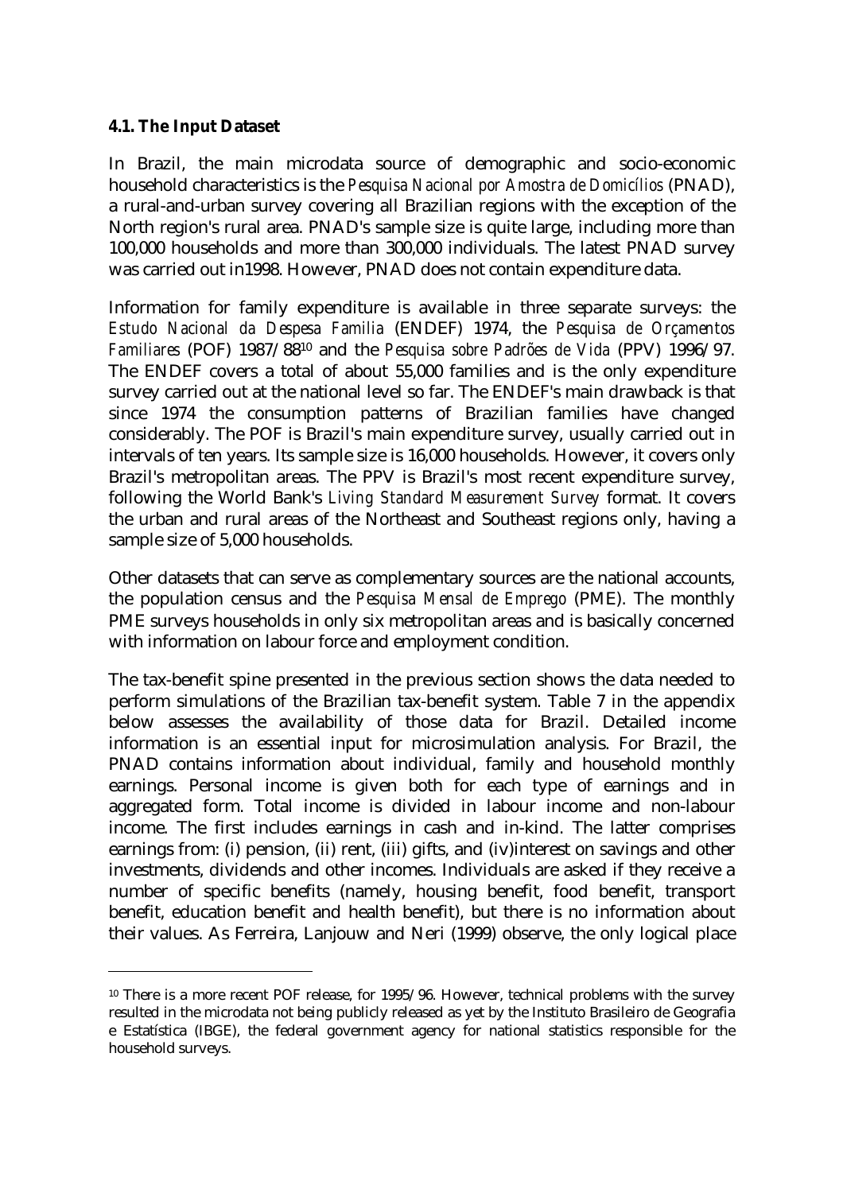**4.1. The Input Dataset**

In Brazil, the main microdata source of demographic and socio-economic household characteristics is the *Pesquisa Nacional por Amostra de Domicílios* (PNAD), a rural-and-urban survey covering all Brazilian regions with the exception of the North region's rural area. PNAD's sample size is quite large, including more than 100,000 households and more than 300,000 individuals. The latest PNAD survey was carried out in1998. However, PNAD does not contain expenditure data.

Information for family expenditure is available in three separate surveys: the *Estudo Nacional da Despesa Familia* (ENDEF) 1974, the *Pesquisa de Orçamentos Familiares* (POF) 1987/88[10] and the *Pesquisa sobre Padrões de Vida* (PPV) 1996/97. The ENDEF covers a total of about 55,000 families and is the only expenditure survey carried out at the national level so far. The ENDEF's main drawback is that since 1974 the consumption patterns of Brazilian families have changed considerably. The POF is Brazil's main expenditure survey, usually carried out in intervals of ten years. Its sample size is 16,000 households. However, it covers only Brazil's metropolitan areas. The PPV is Brazil's most recent expenditure survey, following the World Bank's *Living Standard Measurement Survey* format. It covers the urban and rural areas of the Northeast and Southeast regions only, having a sample size of 5,000 households.

Other datasets that can serve as complementary sources are the national accounts, the population census and the *Pesquisa Mensal de Emprego* (PME). The monthly PME surveys households in only six metropolitan areas and is basically concerned with information on labour force and employment condition.

The tax-benefit spine presented in the previous section shows the data needed to perform simulations of the Brazilian tax-benefit system. Table 7 in the appendix below assesses the availability of those data for Brazil. Detailed income information is an essential input for microsimulation analysis. For Brazil, the PNAD contains information about individual, family and household monthly earnings. Personal income is given both for each type of earnings and in aggregated form. Total income is divided in labour income and non-labour income. The first includes earnings in cash and in-kind. The latter comprises earnings from: (i) pension, (ii) rent, (iii) gifts, and (iv)interest on savings and other investments, dividends and other incomes. Individuals are asked if they receive a number of specific benefits (namely, housing benefit, food benefit, transport benefit, education benefit and health benefit), but there is no information about their values. As Ferreira, Lanjouw and Neri (1999) observe, the only logical place

[10] There is a more recent POF release, for 1995/96. However, technical problems with the survey resulted in the microdata not being publicly released as yet by the Instituto Brasileiro de Geografia e Estatística (IBGE), the federal government agency for national statistics responsible for the household surveys.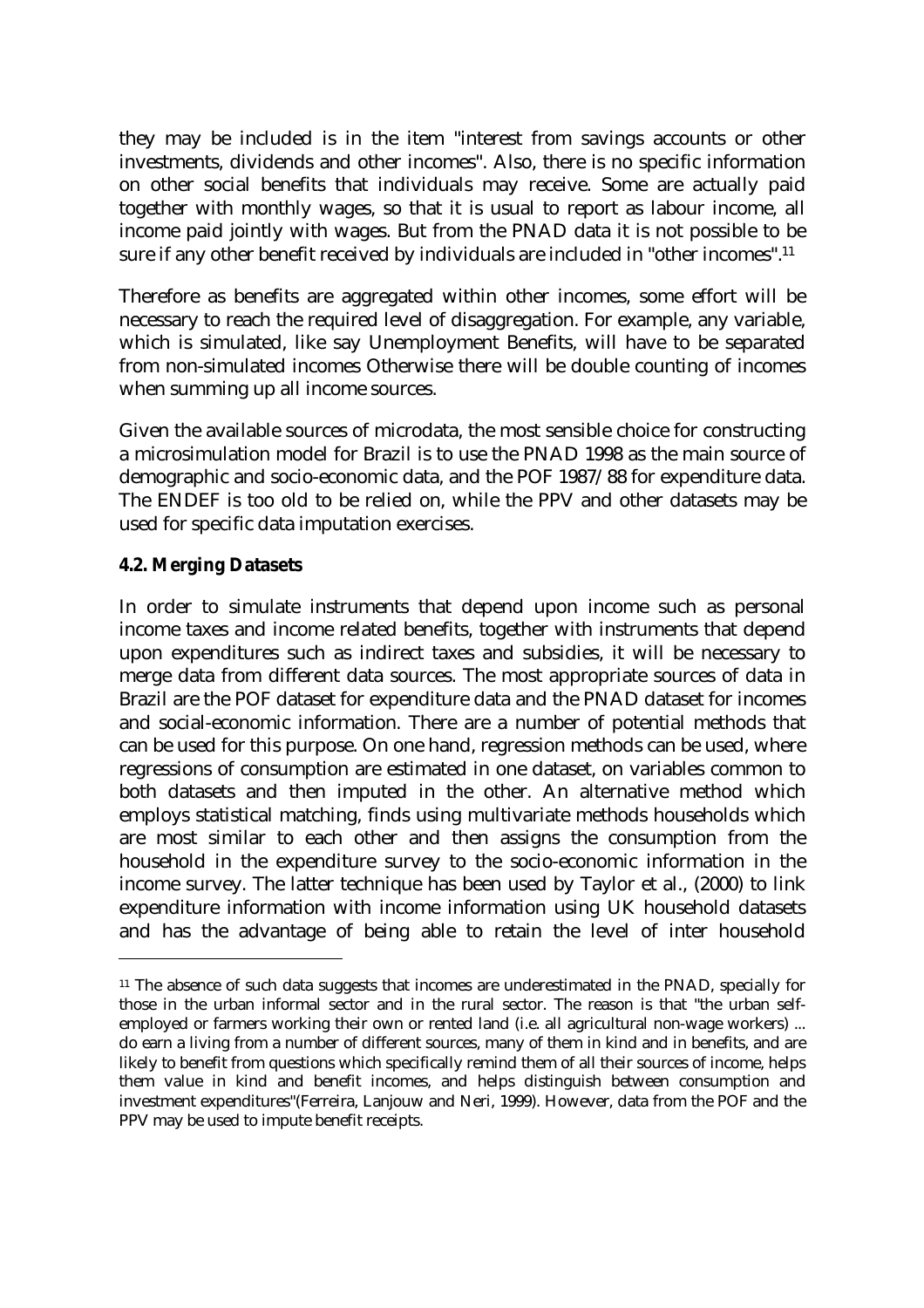they may be included is in the item "interest from savings accounts or other investments, dividends and other incomes". Also, there is no specific information on other social benefits that individuals may receive. Some are actually paid together with monthly wages, so that it is usual to report as labour income, all income paid jointly with wages. But from the PNAD data it is not possible to be sure if any other benefit received by individuals are included in "other incomes".[11]

Therefore as benefits are aggregated within other incomes, some effort will be necessary to reach the required level of disaggregation. For example, any variable, which is simulated, like say Unemployment Benefits, will have to be separated from non-simulated incomes Otherwise there will be double counting of incomes when summing up all income sources.

Given the available sources of microdata, the most sensible choice for constructing a microsimulation model for Brazil is to use the PNAD 1998 as the main source of demographic and socio-economic data, and the POF 1987/88 for expenditure data. The ENDEF is too old to be relied on, while the PPV and other datasets may be used for specific data imputation exercises.

### 4.2. Merging Datasets

In order to simulate instruments that depend upon income such as personal income taxes and income related benefits, together with instruments that depend upon expenditures such as indirect taxes and subsidies, it will be necessary to merge data from different data sources. The most appropriate sources of data in Brazil are the POF dataset for expenditure data and the PNAD dataset for incomes and social-economic information. There are a number of potential methods that can be used for this purpose. On one hand, regression methods can be used, where regressions of consumption are estimated in one dataset, on variables common to both datasets and then imputed in the other. An alternative method which employs statistical matching, finds using multivariate methods households which are most similar to each other and then assigns the consumption from the household in the expenditure survey to the socio-economic information in the income survey. The latter technique has been used by Taylor et al., (2000) to link expenditure information with income information using UK household datasets and has the advantage of being able to retain the level of inter household

[11] The absence of such data suggests that incomes are underestimated in the PNAD, specially for those in the urban informal sector and in the rural sector. The reason is that "the urban self-employed or farmers working their own or rented land (i.e. all agricultural non-wage workers) ... do earn a living from a number of different sources, many of them in kind and in benefits, and are likely to benefit from questions which specifically remind them of all their sources of income, helps them value in kind and benefit incomes, and helps distinguish between consumption and investment expenditures"(Ferreira, Lanjouw and Neri, 1999). However, data from the POF and the PPV may be used to impute benefit receipts.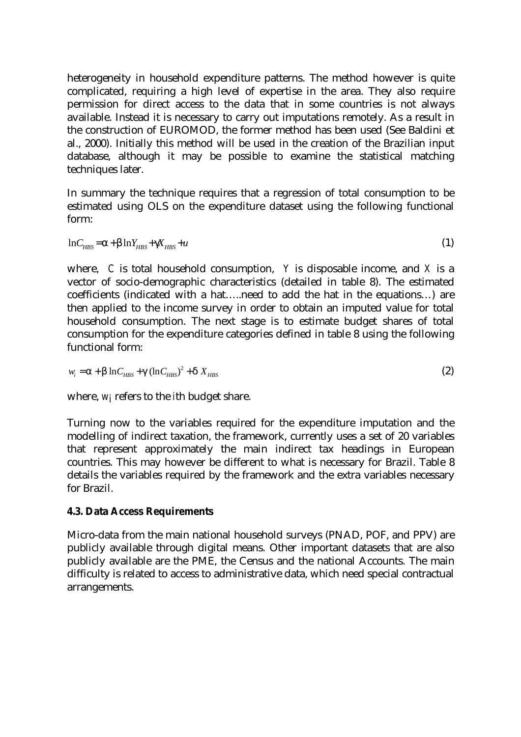heterogeneity in household expenditure patterns. The method however is quite complicated, requiring a high level of expertise in the area. They also require permission for direct access to the data that in some countries is not always available. Instead it is necessary to carry out imputations remotely. As a result in the construction of EUROMOD, the former method has been used (See Baldini et al., 2000). Initially this method will be used in the creation of the Brazilian input database, although it may be possible to examine the statistical matching techniques later.

In summary the technique requires that a regression of total consumption to be estimated using OLS on the expenditure dataset using the following functional form:

$$\ln C_{HBS} = \alpha + \beta \ln Y_{HBS} + \gamma X_{HBS} + u \tag{1}$$

where, $C$ is total household consumption, $Y$ is disposable income, and $X$ is a vector of socio-demographic characteristics (detailed in table 8). The estimated coefficients (indicated with a hat…..need to add the hat in the equations…) are then applied to the income survey in order to obtain an imputed value for total household consumption. The next stage is to estimate budget shares of total consumption for the expenditure categories defined in table 8 using the following functional form:

$$w_i = \alpha + \beta \ln C_{HBS} + \gamma (\ln C_{HBS})^2 + \delta X_{HBS} \tag{2}$$

where, $w_i$ refers to the ith budget share.

Turning now to the variables required for the expenditure imputation and the modelling of indirect taxation, the framework, currently uses a set of 20 variables that represent approximately the main indirect tax headings in European countries. This may however be different to what is necessary for Brazil. Table 8 details the variables required by the framework and the extra variables necessary for Brazil.

**4.3. Data Access Requirements**

Micro-data from the main national household surveys (PNAD, POF, and PPV) are publicly available through digital means. Other important datasets that are also publicly available are the PME, the Census and the national Accounts. The main difficulty is related to access to administrative data, which need special contractual arrangements.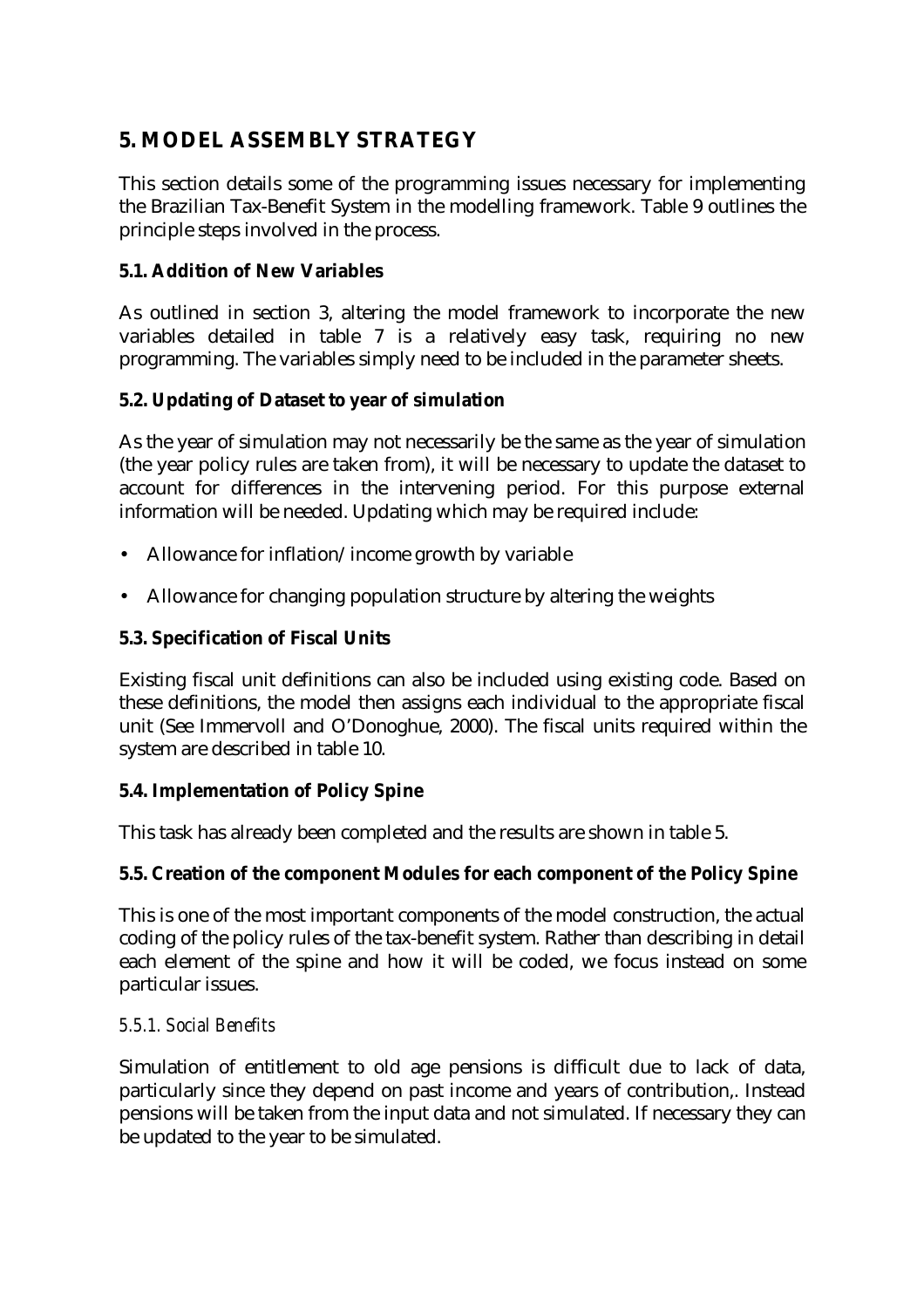## 5. MODEL ASSEMBLY STRATEGY

This section details some of the programming issues necessary for implementing the Brazilian Tax-Benefit System in the modelling framework. Table 9 outlines the principle steps involved in the process.

### 5.1. Addition of New Variables

As outlined in section 3, altering the model framework to incorporate the new variables detailed in table 7 is a relatively easy task, requiring no new programming. The variables simply need to be included in the parameter sheets.

### 5.2. Updating of Dataset to year of simulation

As the year of simulation may not necessarily be the same as the year of simulation (the year policy rules are taken from), it will be necessary to update the dataset to account for differences in the intervening period. For this purpose external information will be needed. Updating which may be required include:

- Allowance for inflation/income growth by variable
- Allowance for changing population structure by altering the weights

### 5.3. Specification of Fiscal Units

Existing fiscal unit definitions can also be included using existing code. Based on these definitions, the model then assigns each individual to the appropriate fiscal unit (See Immervoll and O'Donoghue, 2000). The fiscal units required within the system are described in table 10.

### 5.4. Implementation of Policy Spine

This task has already been completed and the results are shown in table 5.

### 5.5. Creation of the component Modules for each component of the Policy Spine

This is one of the most important components of the model construction, the actual coding of the policy rules of the tax-benefit system. Rather than describing in detail each element of the spine and how it will be coded, we focus instead on some particular issues.

#### *5.5.1. Social Benefits*

Simulation of entitlement to old age pensions is difficult due to lack of data, particularly since they depend on past income and years of contribution,. Instead pensions will be taken from the input data and not simulated. If necessary they can be updated to the year to be simulated.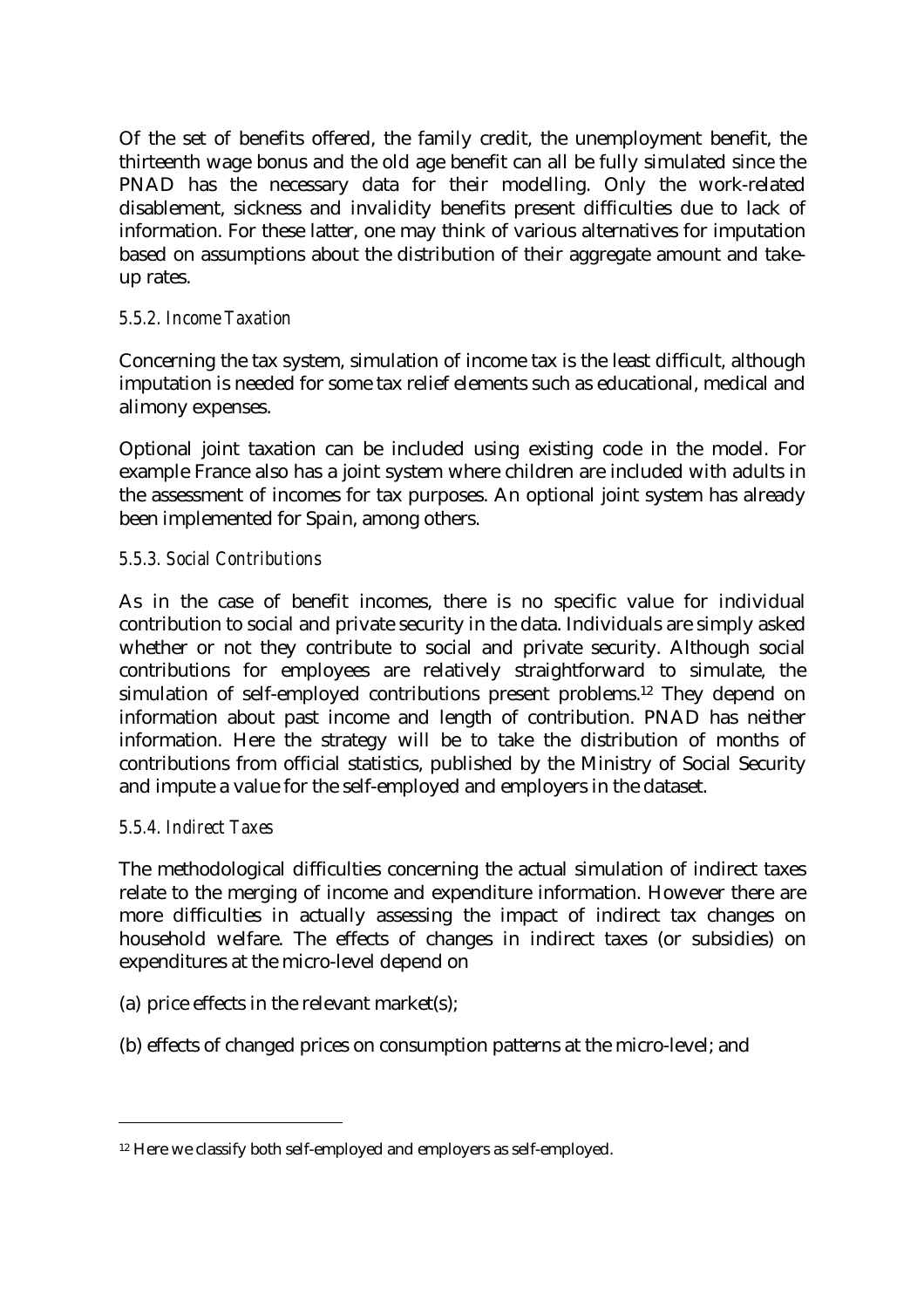Of the set of benefits offered, the family credit, the unemployment benefit, the thirteenth wage bonus and the old age benefit can all be fully simulated since the PNAD has the necessary data for their modelling. Only the work-related disablement, sickness and invalidity benefits present difficulties due to lack of information. For these latter, one may think of various alternatives for imputation based on assumptions about the distribution of their aggregate amount and take-up rates.

#### *5.5.2. Income Taxation*

Concerning the tax system, simulation of income tax is the least difficult, although imputation is needed for some tax relief elements such as educational, medical and alimony expenses.

Optional joint taxation can be included using existing code in the model. For example France also has a joint system where children are included with adults in the assessment of incomes for tax purposes. An optional joint system has already been implemented for Spain, among others.

#### *5.5.3. Social Contributions*

As in the case of benefit incomes, there is no specific value for individual contribution to social and private security in the data. Individuals are simply asked whether or not they contribute to social and private security. Although social contributions for employees are relatively straightforward to simulate, the simulation of self-employed contributions present problems.[12] They depend on information about past income and length of contribution. PNAD has neither information. Here the strategy will be to take the distribution of months of contributions from official statistics, published by the Ministry of Social Security and impute a value for the self-employed and employers in the dataset.

#### *5.5.4. Indirect Taxes*

The methodological difficulties concerning the actual simulation of indirect taxes relate to the merging of income and expenditure information. However there are more difficulties in actually assessing the impact of indirect tax changes on household welfare. The effects of changes in indirect taxes (or subsidies) on expenditures at the micro-level depend on

(a) price effects in the relevant market(s);

(b) effects of changed prices on consumption patterns at the micro-level; and

---

[12] Here we classify both self-employed and employers as self-employed.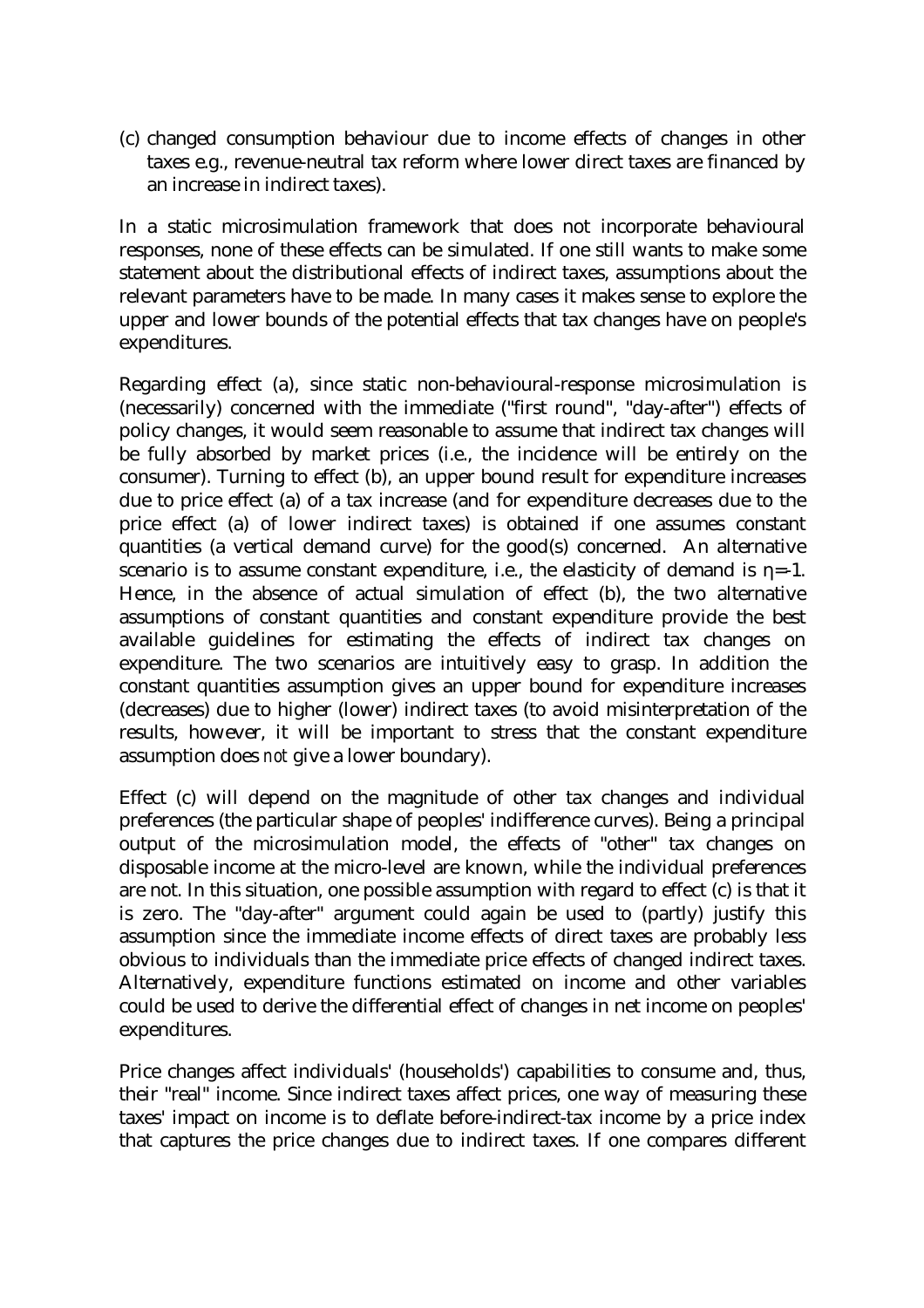(c) changed consumption behaviour due to income effects of changes in other taxes e.g., revenue-neutral tax reform where lower direct taxes are financed by an increase in indirect taxes).

In a static microsimulation framework that does not incorporate behavioural responses, none of these effects can be simulated. If one still wants to make some statement about the distributional effects of indirect taxes, assumptions about the relevant parameters have to be made. In many cases it makes sense to explore the upper and lower bounds of the potential effects that tax changes have on people's expenditures.

Regarding effect (a), since static non-behavioural-response microsimulation is (necessarily) concerned with the immediate ("first round", "day-after") effects of policy changes, it would seem reasonable to assume that indirect tax changes will be fully absorbed by market prices (i.e., the incidence will be entirely on the consumer). Turning to effect (b), an upper bound result for expenditure increases due to price effect (a) of a tax increase (and for expenditure decreases due to the price effect (a) of lower indirect taxes) is obtained if one assumes constant quantities (a vertical demand curve) for the good(s) concerned. An alternative scenario is to assume constant expenditure, i.e., the elasticity of demand is $\eta$=-1. Hence, in the absence of actual simulation of effect (b), the two alternative assumptions of constant quantities and constant expenditure provide the best available guidelines for estimating the effects of indirect tax changes on expenditure. The two scenarios are intuitively easy to grasp. In addition the constant quantities assumption gives an upper bound for expenditure increases (decreases) due to higher (lower) indirect taxes (to avoid misinterpretation of the results, however, it will be important to stress that the constant expenditure assumption does *not* give a lower boundary).

Effect (c) will depend on the magnitude of other tax changes and individual preferences (the particular shape of peoples' indifference curves). Being a principal output of the microsimulation model, the effects of "other" tax changes on disposable income at the micro-level are known, while the individual preferences are not. In this situation, one possible assumption with regard to effect (c) is that it is zero. The "day-after" argument could again be used to (partly) justify this assumption since the immediate income effects of direct taxes are probably less obvious to individuals than the immediate price effects of changed indirect taxes. Alternatively, expenditure functions estimated on income and other variables could be used to derive the differential effect of changes in net income on peoples' expenditures.

Price changes affect individuals' (households') capabilities to consume and, thus, their "real" income. Since indirect taxes affect prices, one way of measuring these taxes' impact on income is to deflate before-indirect-tax income by a price index that captures the price changes due to indirect taxes. If one compares different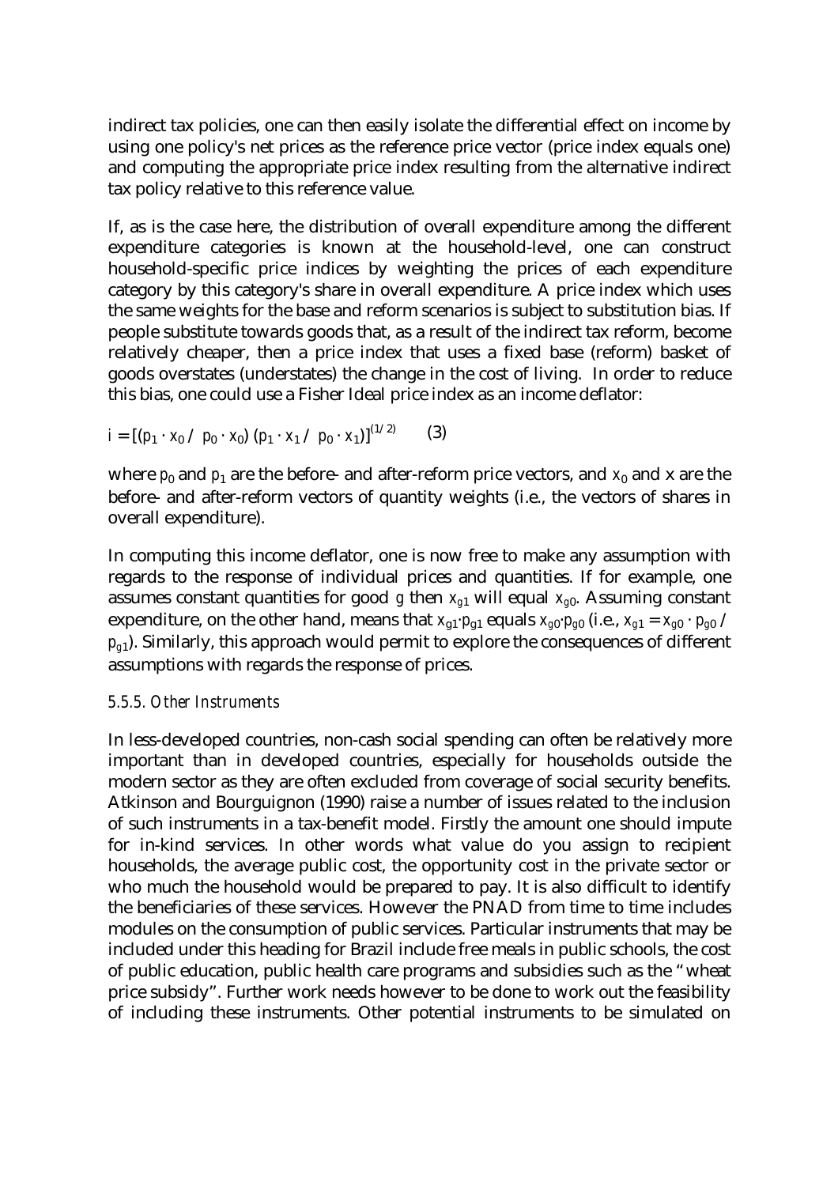indirect tax policies, one can then easily isolate the differential effect on income by using one policy's net prices as the reference price vector (price index equals one) and computing the appropriate price index resulting from the alternative indirect tax policy relative to this reference value.

If, as is the case here, the distribution of overall expenditure among the different expenditure categories is known at the household-level, one can construct household-specific price indices by weighting the prices of each expenditure category by this category's share in overall expenditure. A price index which uses the same weights for the base and reform scenarios is subject to substitution bias. If people substitute towards goods that, as a result of the indirect tax reform, become relatively cheaper, then a price index that uses a fixed base (reform) basket of goods overstates (understates) the change in the cost of living. In order to reduce this bias, one could use a Fisher Ideal price index as an income deflator:

$$i = [(p_1 \cdot x_0 / \; p_0 \cdot x_0)\,(p_1 \cdot x_1 / \; p_0 \cdot x_1)]^{(1/2)} \qquad (3)$$

where $p_0$ and $p_1$ are the before- and after-reform price vectors, and $x_0$ and x are the before- and after-reform vectors of quantity weights (i.e., the vectors of shares in overall expenditure).

In computing this income deflator, one is now free to make any assumption with regards to the response of individual prices and quantities. If for example, one assumes constant quantities for good $g$ then $x_{g1}$ will equal $x_{g0}$. Assuming constant expenditure, on the other hand, means that $x_{g1} \cdot p_{g1}$ equals $x_{g0} \cdot p_{g0}$ (i.e., $x_{g1} = x_{g0} \cdot p_{g0} / p_{g1}$). Similarly, this approach would permit to explore the consequences of different assumptions with regards the response of prices.

### *5.5.5. Other Instruments*

In less-developed countries, non-cash social spending can often be relatively more important than in developed countries, especially for households outside the modern sector as they are often excluded from coverage of social security benefits. Atkinson and Bourguignon (1990) raise a number of issues related to the inclusion of such instruments in a tax-benefit model. Firstly the amount one should impute for in-kind services. In other words what value do you assign to recipient households, the average public cost, the opportunity cost in the private sector or who much the household would be prepared to pay. It is also difficult to identify the beneficiaries of these services. However the PNAD from time to time includes modules on the consumption of public services. Particular instruments that may be included under this heading for Brazil include free meals in public schools, the cost of public education, public health care programs and subsidies such as the "wheat price subsidy". Further work needs however to be done to work out the feasibility of including these instruments. Other potential instruments to be simulated on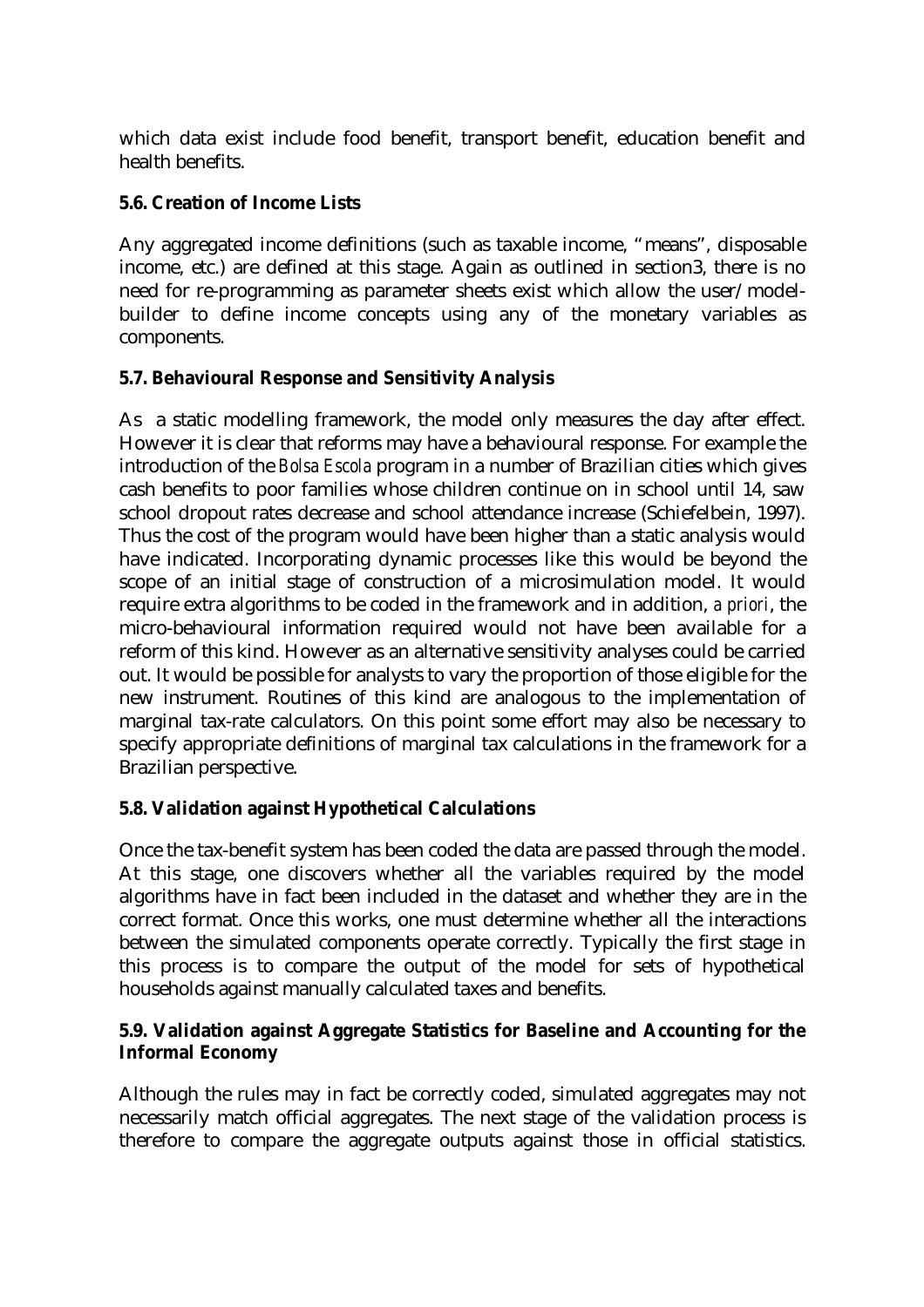which data exist include food benefit, transport benefit, education benefit and health benefits.

### 5.6. Creation of Income Lists

Any aggregated income definitions (such as taxable income, "means", disposable income, etc.) are defined at this stage. Again as outlined in section3, there is no need for re-programming as parameter sheets exist which allow the user/model-builder to define income concepts using any of the monetary variables as components.

### 5.7. Behavioural Response and Sensitivity Analysis

As a static modelling framework, the model only measures the day after effect. However it is clear that reforms may have a behavioural response. For example the introduction of the *Bolsa Escola* program in a number of Brazilian cities which gives cash benefits to poor families whose children continue on in school until 14, saw school dropout rates decrease and school attendance increase (Schiefelbein, 1997). Thus the cost of the program would have been higher than a static analysis would have indicated. Incorporating dynamic processes like this would be beyond the scope of an initial stage of construction of a microsimulation model. It would require extra algorithms to be coded in the framework and in addition, *a priori*, the micro-behavioural information required would not have been available for a reform of this kind. However as an alternative sensitivity analyses could be carried out. It would be possible for analysts to vary the proportion of those eligible for the new instrument. Routines of this kind are analogous to the implementation of marginal tax-rate calculators. On this point some effort may also be necessary to specify appropriate definitions of marginal tax calculations in the framework for a Brazilian perspective.

### 5.8. Validation against Hypothetical Calculations

Once the tax-benefit system has been coded the data are passed through the model. At this stage, one discovers whether all the variables required by the model algorithms have in fact been included in the dataset and whether they are in the correct format. Once this works, one must determine whether all the interactions between the simulated components operate correctly. Typically the first stage in this process is to compare the output of the model for sets of hypothetical households against manually calculated taxes and benefits.

### 5.9. Validation against Aggregate Statistics for Baseline and Accounting for the Informal Economy

Although the rules may in fact be correctly coded, simulated aggregates may not necessarily match official aggregates. The next stage of the validation process is therefore to compare the aggregate outputs against those in official statistics.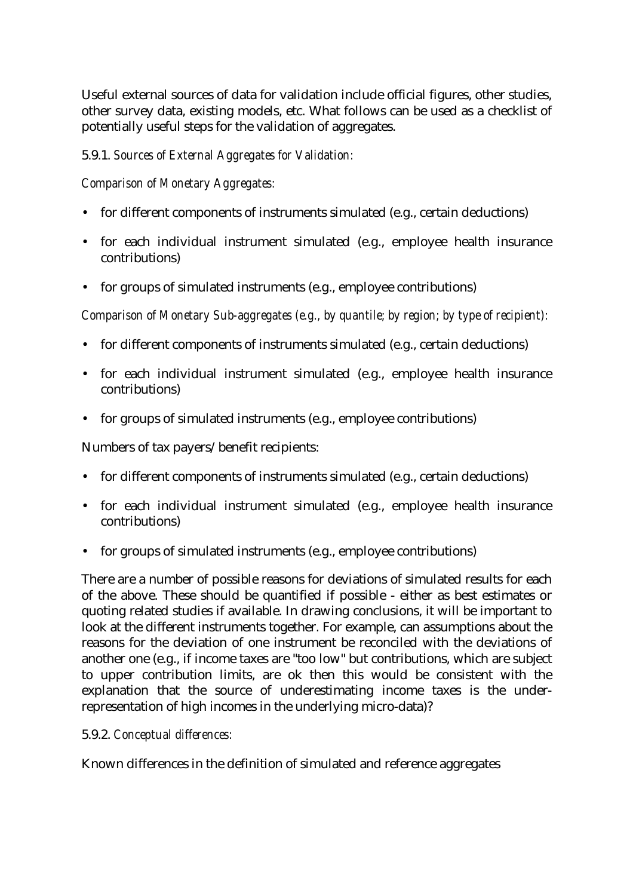Useful external sources of data for validation include official figures, other studies, other survey data, existing models, etc. What follows can be used as a checklist of potentially useful steps for the validation of aggregates.

5.9.1. *Sources of External Aggregates for Validation:*

*Comparison of Monetary Aggregates:*

- for different components of instruments simulated (e.g., certain deductions)
- for each individual instrument simulated (e.g., employee health insurance contributions)
- for groups of simulated instruments (e.g., employee contributions)

*Comparison of Monetary Sub-aggregates (e.g., by quantile; by region; by type of recipient):*

- for different components of instruments simulated (e.g., certain deductions)
- for each individual instrument simulated (e.g., employee health insurance contributions)
- for groups of simulated instruments (e.g., employee contributions)

Numbers of tax payers/benefit recipients:

- for different components of instruments simulated (e.g., certain deductions)
- for each individual instrument simulated (e.g., employee health insurance contributions)
- for groups of simulated instruments (e.g., employee contributions)

There are a number of possible reasons for deviations of simulated results for each of the above. These should be quantified if possible - either as best estimates or quoting related studies if available. In drawing conclusions, it will be important to look at the different instruments together. For example, can assumptions about the reasons for the deviation of one instrument be reconciled with the deviations of another one (e.g., if income taxes are "too low" but contributions, which are subject to upper contribution limits, are ok then this would be consistent with the explanation that the source of underestimating income taxes is the under-representation of high incomes in the underlying micro-data)?

5.9.2. *Conceptual differences:*

Known differences in the definition of simulated and reference aggregates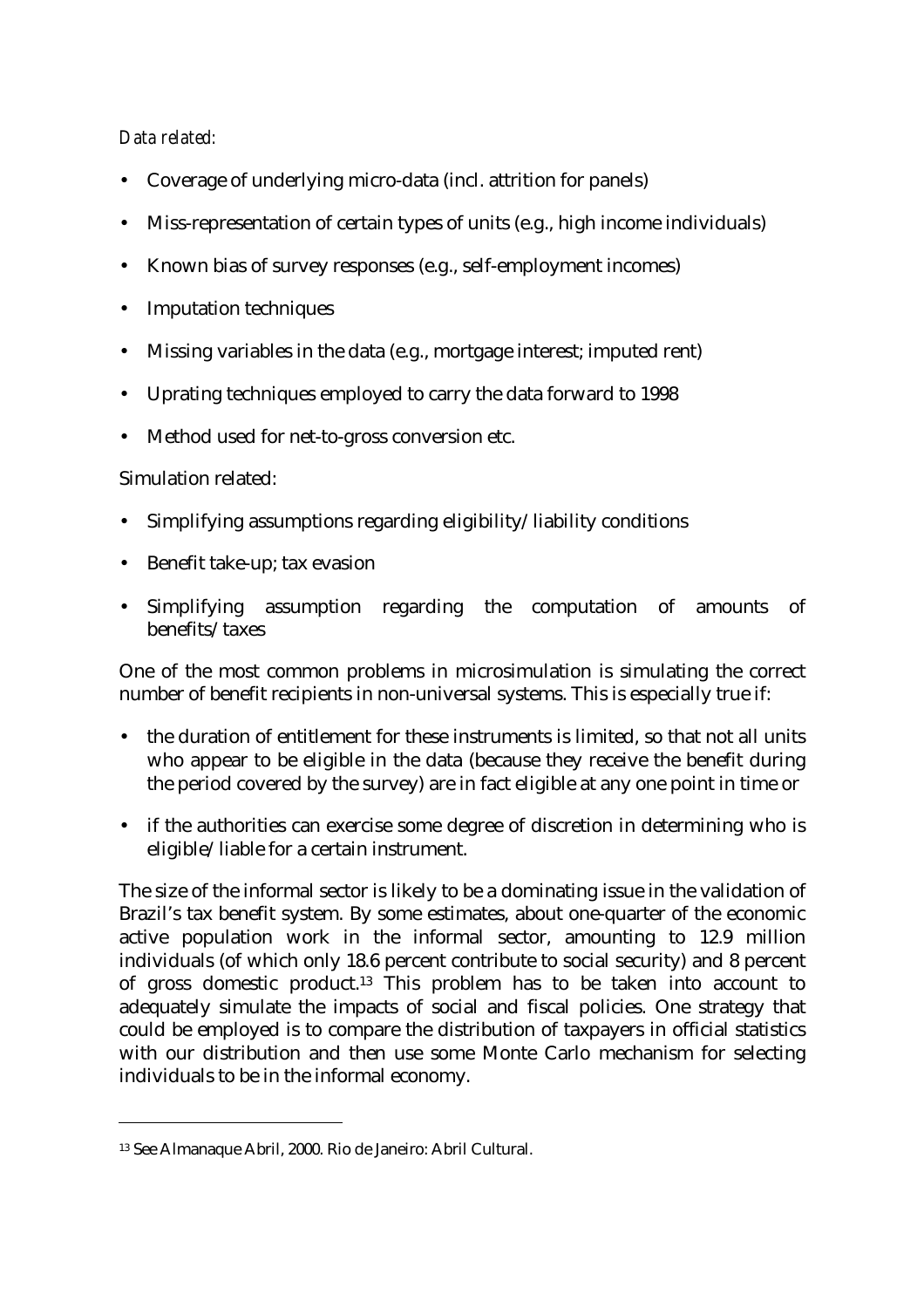*Data related:*

- Coverage of underlying micro-data (incl. attrition for panels)
- Miss-representation of certain types of units (e.g., high income individuals)
- Known bias of survey responses (e.g., self-employment incomes)
- Imputation techniques
- Missing variables in the data (e.g., mortgage interest; imputed rent)
- Uprating techniques employed to carry the data forward to 1998
- Method used for net-to-gross conversion etc.

Simulation related:

- Simplifying assumptions regarding eligibility/liability conditions
- Benefit take-up; tax evasion
- Simplifying assumption regarding the computation of amounts of benefits/taxes

One of the most common problems in microsimulation is simulating the correct number of benefit recipients in non-universal systems. This is especially true if:

- the duration of entitlement for these instruments is limited, so that not all units who appear to be eligible in the data (because they receive the benefit during the period covered by the survey) are in fact eligible at any one point in time or
- if the authorities can exercise some degree of discretion in determining who is eligible/liable for a certain instrument.

The size of the informal sector is likely to be a dominating issue in the validation of Brazil's tax benefit system. By some estimates, about one-quarter of the economic active population work in the informal sector, amounting to 12.9 million individuals (of which only 18.6 percent contribute to social security) and 8 percent of gross domestic product.[13] This problem has to be taken into account to adequately simulate the impacts of social and fiscal policies. One strategy that could be employed is to compare the distribution of taxpayers in official statistics with our distribution and then use some Monte Carlo mechanism for selecting individuals to be in the informal economy.

[13] See Almanaque Abril, 2000. Rio de Janeiro: Abril Cultural.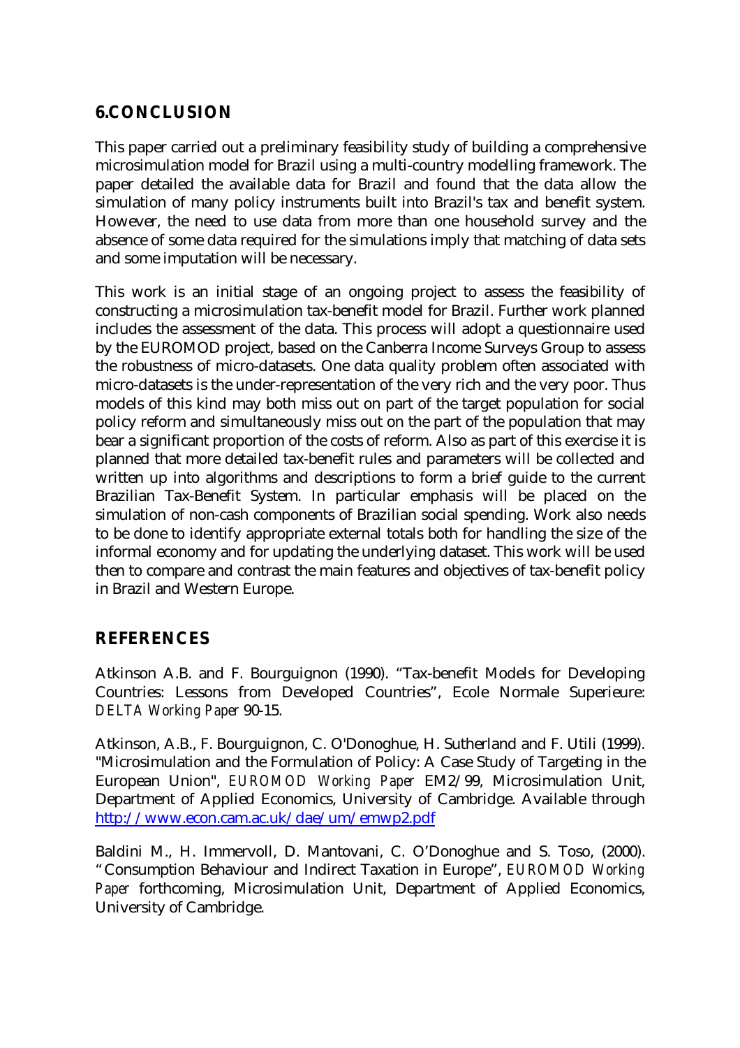## 6. CONCLUSION

This paper carried out a preliminary feasibility study of building a comprehensive microsimulation model for Brazil using a multi-country modelling framework. The paper detailed the available data for Brazil and found that the data allow the simulation of many policy instruments built into Brazil's tax and benefit system. However, the need to use data from more than one household survey and the absence of some data required for the simulations imply that matching of data sets and some imputation will be necessary.

This work is an initial stage of an ongoing project to assess the feasibility of constructing a microsimulation tax-benefit model for Brazil. Further work planned includes the assessment of the data. This process will adopt a questionnaire used by the EUROMOD project, based on the Canberra Income Surveys Group to assess the robustness of micro-datasets. One data quality problem often associated with micro-datasets is the under-representation of the very rich and the very poor. Thus models of this kind may both miss out on part of the target population for social policy reform and simultaneously miss out on the part of the population that may bear a significant proportion of the costs of reform. Also as part of this exercise it is planned that more detailed tax-benefit rules and parameters will be collected and written up into algorithms and descriptions to form a brief guide to the current Brazilian Tax-Benefit System. In particular emphasis will be placed on the simulation of non-cash components of Brazilian social spending. Work also needs to be done to identify appropriate external totals both for handling the size of the informal economy and for updating the underlying dataset. This work will be used then to compare and contrast the main features and objectives of tax-benefit policy in Brazil and Western Europe.

## REFERENCES

Atkinson A.B. and F. Bourguignon (1990). "Tax-benefit Models for Developing Countries: Lessons from Developed Countries", Ecole Normale Superieure: *DELTA Working Paper* 90-15.

Atkinson, A.B., F. Bourguignon, C. O'Donoghue, H. Sutherland and F. Utili (1999). "Microsimulation and the Formulation of Policy: A Case Study of Targeting in the European Union", *EUROMOD Working Paper* EM2/99, Microsimulation Unit, Department of Applied Economics, University of Cambridge. Available through http://www.econ.cam.ac.uk/dae/um/emwp2.pdf

Baldini M., H. Immervoll, D. Mantovani, C. O'Donoghue and S. Toso, (2000). "Consumption Behaviour and Indirect Taxation in Europe", *EUROMOD Working Paper* forthcoming, Microsimulation Unit, Department of Applied Economics, University of Cambridge.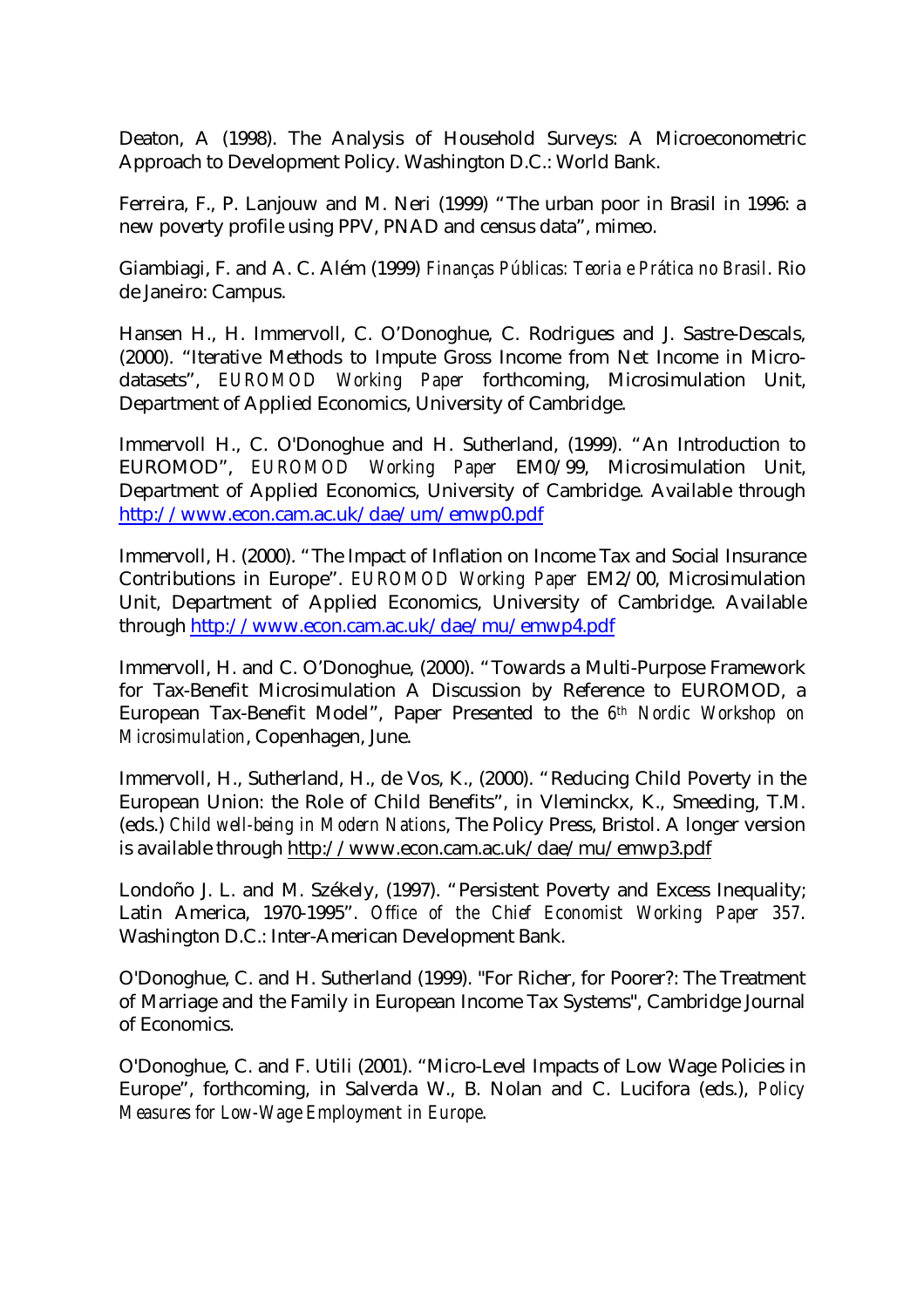Deaton, A (1998). The Analysis of Household Surveys: A Microeconometric Approach to Development Policy. Washington D.C.: World Bank.

Ferreira, F., P. Lanjouw and M. Neri (1999) "The urban poor in Brasil in 1996: a new poverty profile using PPV, PNAD and census data", mimeo.

Giambiagi, F. and A. C. Além (1999) *Finanças Públicas: Teoria e Prática no Brasil*. Rio de Janeiro: Campus.

Hansen H., H. Immervoll, C. O'Donoghue, C. Rodrigues and J. Sastre-Descals, (2000). "Iterative Methods to Impute Gross Income from Net Income in Micro-datasets", *EUROMOD Working Paper* forthcoming, Microsimulation Unit, Department of Applied Economics, University of Cambridge.

Immervoll H., C. O'Donoghue and H. Sutherland, (1999). "An Introduction to EUROMOD", *EUROMOD Working Paper* EM0/99, Microsimulation Unit, Department of Applied Economics, University of Cambridge. Available through http://www.econ.cam.ac.uk/dae/um/emwp0.pdf

Immervoll, H. (2000). "The Impact of Inflation on Income Tax and Social Insurance Contributions in Europe". *EUROMOD Working Paper* EM2/00, Microsimulation Unit, Department of Applied Economics, University of Cambridge. Available through http://www.econ.cam.ac.uk/dae/mu/emwp4.pdf

Immervoll, H. and C. O'Donoghue, (2000). "Towards a Multi-Purpose Framework for Tax-Benefit Microsimulation A Discussion by Reference to EUROMOD, a European Tax-Benefit Model", Paper Presented to the *6th Nordic Workshop on Microsimulation*, Copenhagen, June.

Immervoll, H., Sutherland, H., de Vos, K., (2000). "Reducing Child Poverty in the European Union: the Role of Child Benefits", in Vleminckx, K., Smeeding, T.M. (eds.) *Child well-being in Modern Nations*, The Policy Press, Bristol. A longer version is available through http://www.econ.cam.ac.uk/dae/mu/emwp3.pdf

Londoño J. L. and M. Székely, (1997). "Persistent Poverty and Excess Inequality; Latin America, 1970-1995". *Office of the Chief Economist Working Paper 357*. Washington D.C.: Inter-American Development Bank.

O'Donoghue, C. and H. Sutherland (1999). "For Richer, for Poorer?: The Treatment of Marriage and the Family in European Income Tax Systems", Cambridge Journal of Economics.

O'Donoghue, C. and F. Utili (2001). "Micro-Level Impacts of Low Wage Policies in Europe", forthcoming, in Salverda W., B. Nolan and C. Lucifora (eds.), *Policy Measures for Low-Wage Employment in Europe*.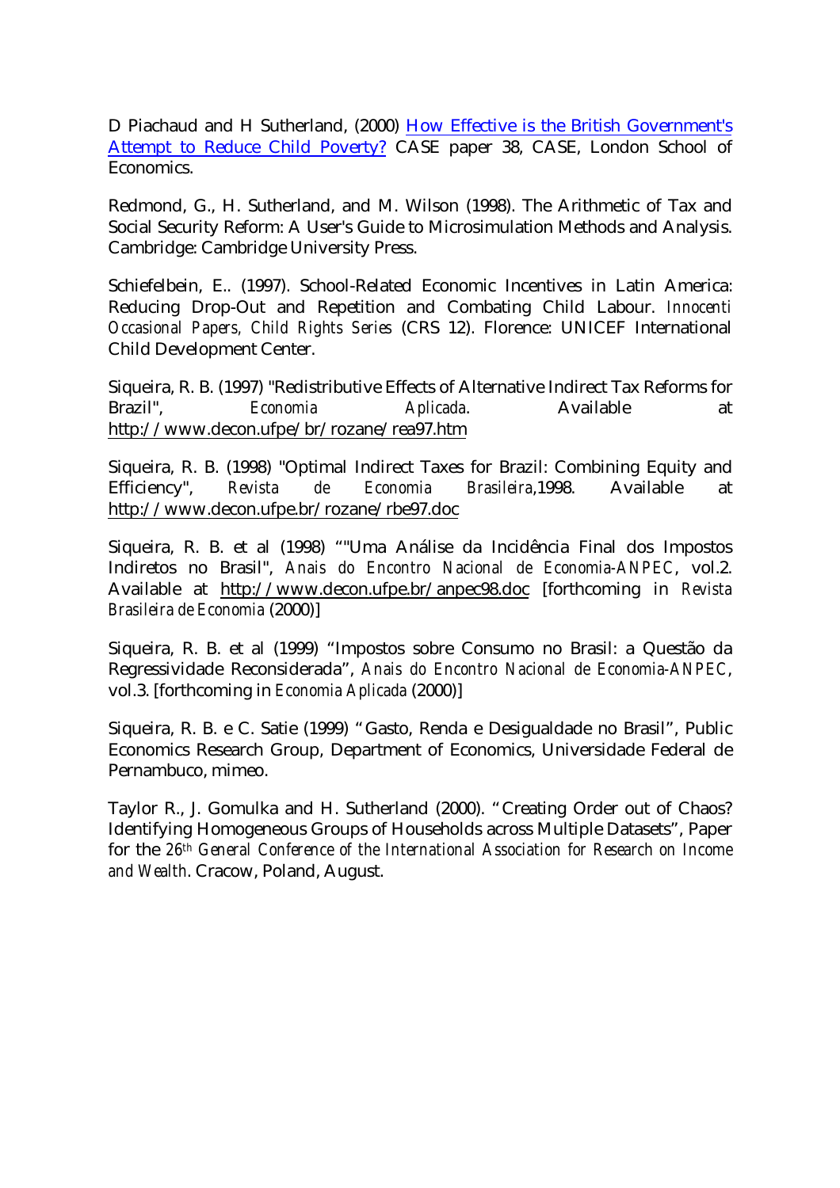D Piachaud and H Sutherland, (2000) How Effective is the British Government's Attempt to Reduce Child Poverty? CASE paper 38, CASE, London School of Economics.

Redmond, G., H. Sutherland, and M. Wilson (1998). The Arithmetic of Tax and Social Security Reform: A User's Guide to Microsimulation Methods and Analysis. Cambridge: Cambridge University Press.

Schiefelbein, E.. (1997). School-Related Economic Incentives in Latin America: Reducing Drop-Out and Repetition and Combating Child Labour. *Innocenti Occasional Papers, Child Rights Series* (CRS 12). Florence: UNICEF International Child Development Center.

Siqueira, R. B. (1997) "Redistributive Effects of Alternative Indirect Tax Reforms for Brazil", *Economia Aplicada*. Available at http://www.decon.ufpe/br/rozane/rea97.htm

Siqueira, R. B. (1998) "Optimal Indirect Taxes for Brazil: Combining Equity and Efficiency", *Revista de Economia Brasileira*,1998. Available at http://www.decon.ufpe.br/rozane/rbe97.doc

Siqueira, R. B. et al (1998) ""Uma Análise da Incidência Final dos Impostos Indiretos no Brasil", *Anais do Encontro Nacional de Economia-ANPEC*, vol.2. Available at http://www.decon.ufpe.br/anpec98.doc [forthcoming in *Revista Brasileira de Economia* (2000)]

Siqueira, R. B. et al (1999) "Impostos sobre Consumo no Brasil: a Questão da Regressividade Reconsiderada", *Anais do Encontro Nacional de Economia-ANPEC*, vol.3. [forthcoming in *Economia Aplicada* (2000)]

Siqueira, R. B. e C. Satie (1999) "Gasto, Renda e Desigualdade no Brasil", Public Economics Research Group, Department of Economics, Universidade Federal de Pernambuco, mimeo.

Taylor R., J. Gomulka and H. Sutherland (2000). "Creating Order out of Chaos? Identifying Homogeneous Groups of Households across Multiple Datasets", Paper for the *26th General Conference of the International Association for Research on Income and Wealth*. Cracow, Poland, August.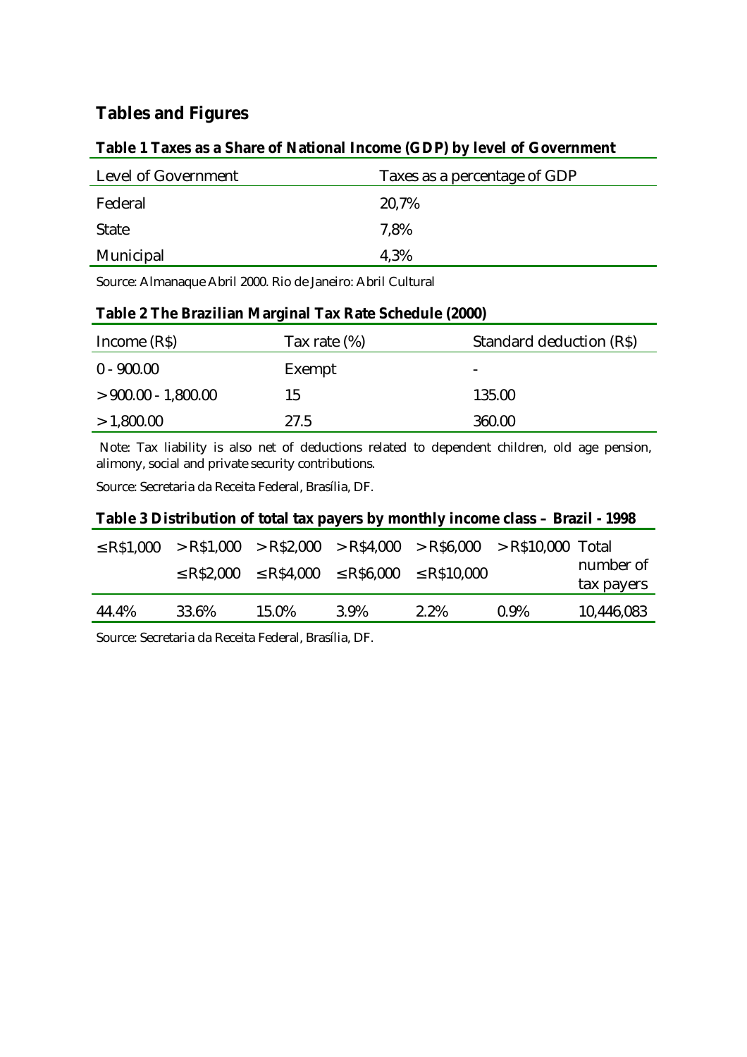## Tables and Figures

**Table 1 Taxes as a Share of National Income (GDP) by level of Government**

| Level of Government | Taxes as a percentage of GDP |
|---|---|
| Federal | 20,7% |
| State | 7,8% |
| Municipal | 4,3% |

Source: Almanaque Abril 2000. Rio de Janeiro: Abril Cultural

**Table 2 The Brazilian Marginal Tax Rate Schedule (2000)**

| Income (R$) | Tax rate (%) | Standard deduction (R$) |
|---|---|---|
| 0 - 900.00 | Exempt | - |
| > 900.00 - 1,800.00 | 15 | 135.00 |
| > 1,800.00 | 27.5 | 360.00 |

Note: Tax liability is also net of deductions related to dependent children, old age pension, alimony, social and private security contributions.

Source: Secretaria da Receita Federal, Brasília, DF.

**Table 3 Distribution of total tax payers by monthly income class – Brazil - 1998**

| ≤ R$1,000 | > R$1,000 ≤ R$2,000 | > R$2,000 ≤ R$4,000 | > R$4,000 ≤ R$6,000 | > R$6,000 ≤ R$10,000 | > R$10,000 | Total number of tax payers |
|---|---|---|---|---|---|---|
| 44.4% | 33.6% | 15.0% | 3.9% | 2.2% | 0.9% | 10,446,083 |

Source: Secretaria da Receita Federal, Brasília, DF.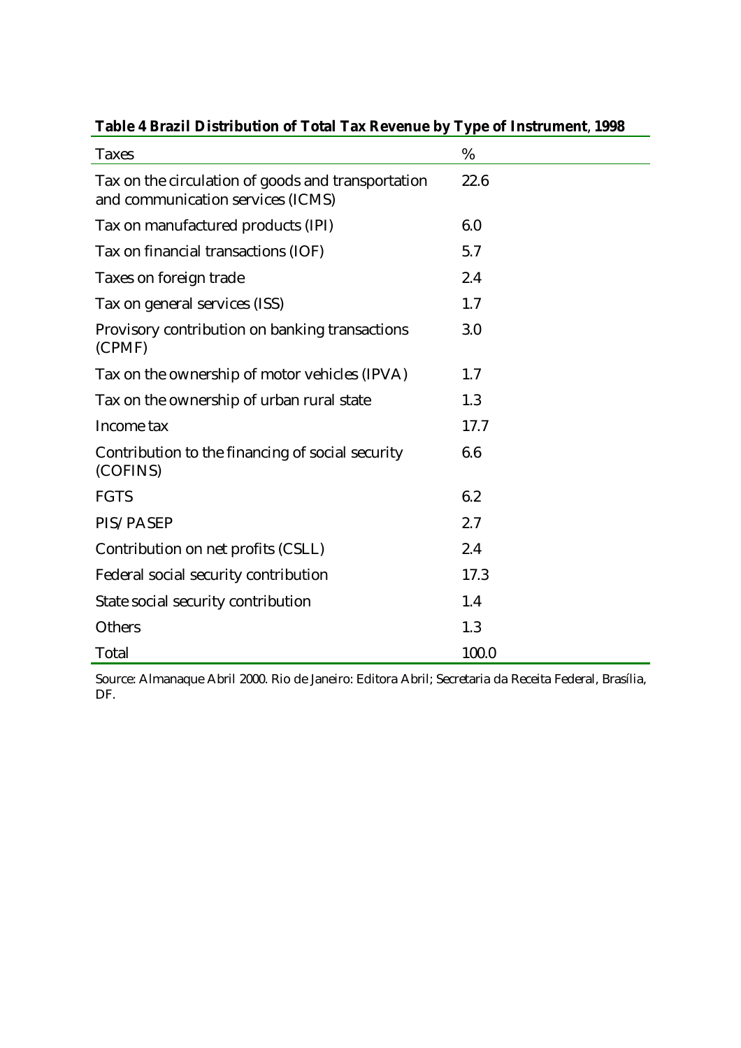**Table 4 Brazil Distribution of Total Tax Revenue by Type of Instrument**, **1998**

| Taxes | % |
|---|---|
| Tax on the circulation of goods and transportation and communication services (ICMS) | 22.6 |
| Tax on manufactured products (IPI) | 6.0 |
| Tax on financial transactions (IOF) | 5.7 |
| Taxes on foreign trade | 2.4 |
| Tax on general services (ISS) | 1.7 |
| Provisory contribution on banking transactions (CPMF) | 3.0 |
| Tax on the ownership of motor vehicles (IPVA) | 1.7 |
| Tax on the ownership of urban rural state | 1.3 |
| Income tax | 17.7 |
| Contribution to the financing of social security (COFINS) | 6.6 |
| FGTS | 6.2 |
| PIS/PASEP | 2.7 |
| Contribution on net profits (CSLL) | 2.4 |
| Federal social security contribution | 17.3 |
| State social security contribution | 1.4 |
| Others | 1.3 |
| Total | 100.0 |

Source: Almanaque Abril 2000. Rio de Janeiro: Editora Abril; Secretaria da Receita Federal, Brasília, DF.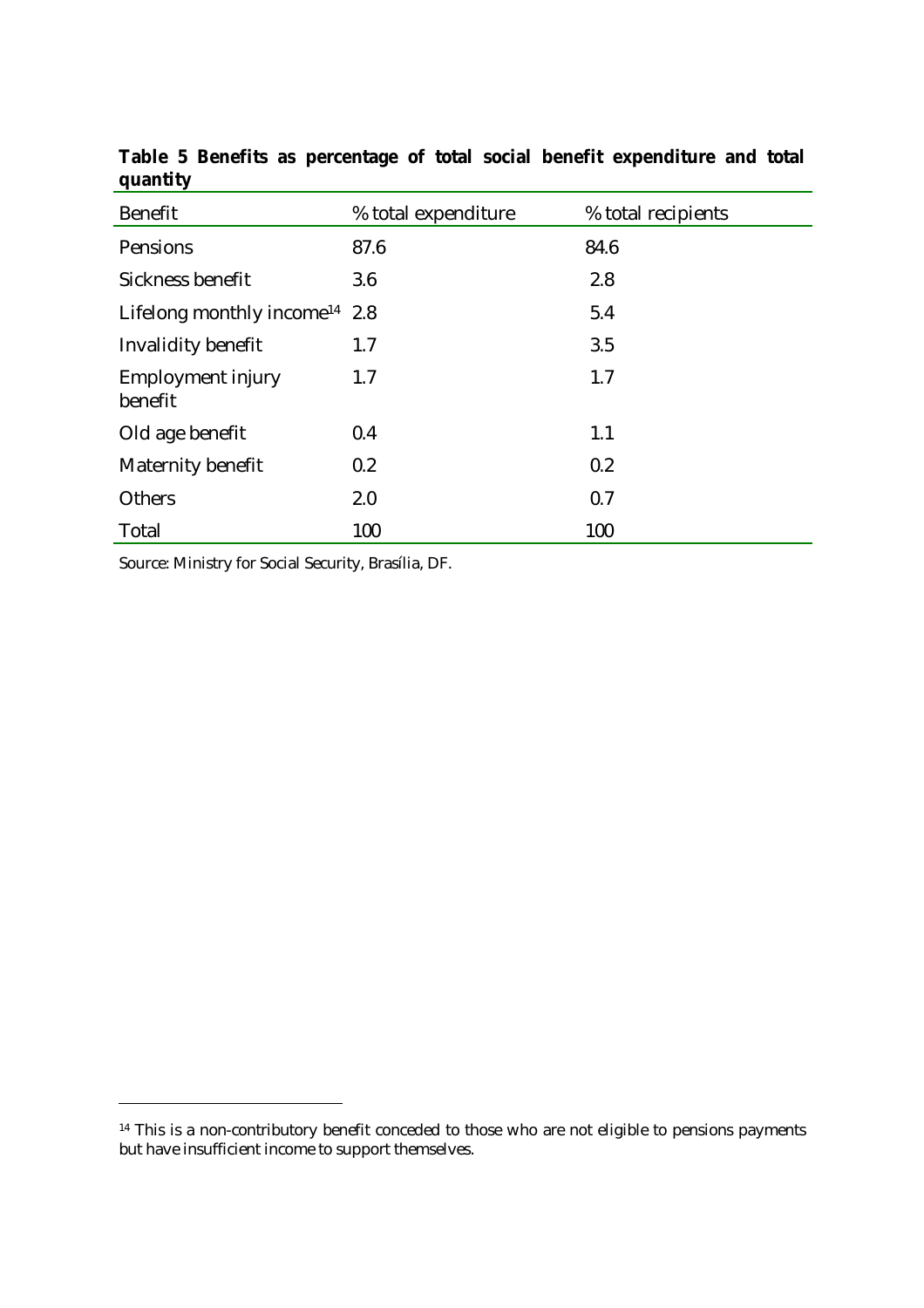**Table 5 Benefits as percentage of total social benefit expenditure and total quantity**

| Benefit | % total expenditure | % total recipients |
|---|---|---|
| Pensions | 87.6 | 84.6 |
| Sickness benefit | 3.6 | 2.8 |
| Lifelong monthly income[14] | 2.8 | 5.4 |
| Invalidity benefit | 1.7 | 3.5 |
| Employment injury benefit | 1.7 | 1.7 |
| Old age benefit | 0.4 | 1.1 |
| Maternity benefit | 0.2 | 0.2 |
| Others | 2.0 | 0.7 |
| Total | 100 | 100 |

Source: Ministry for Social Security, Brasília, DF.

[14] This is a non-contributory benefit conceded to those who are not eligible to pensions payments but have insufficient income to support themselves.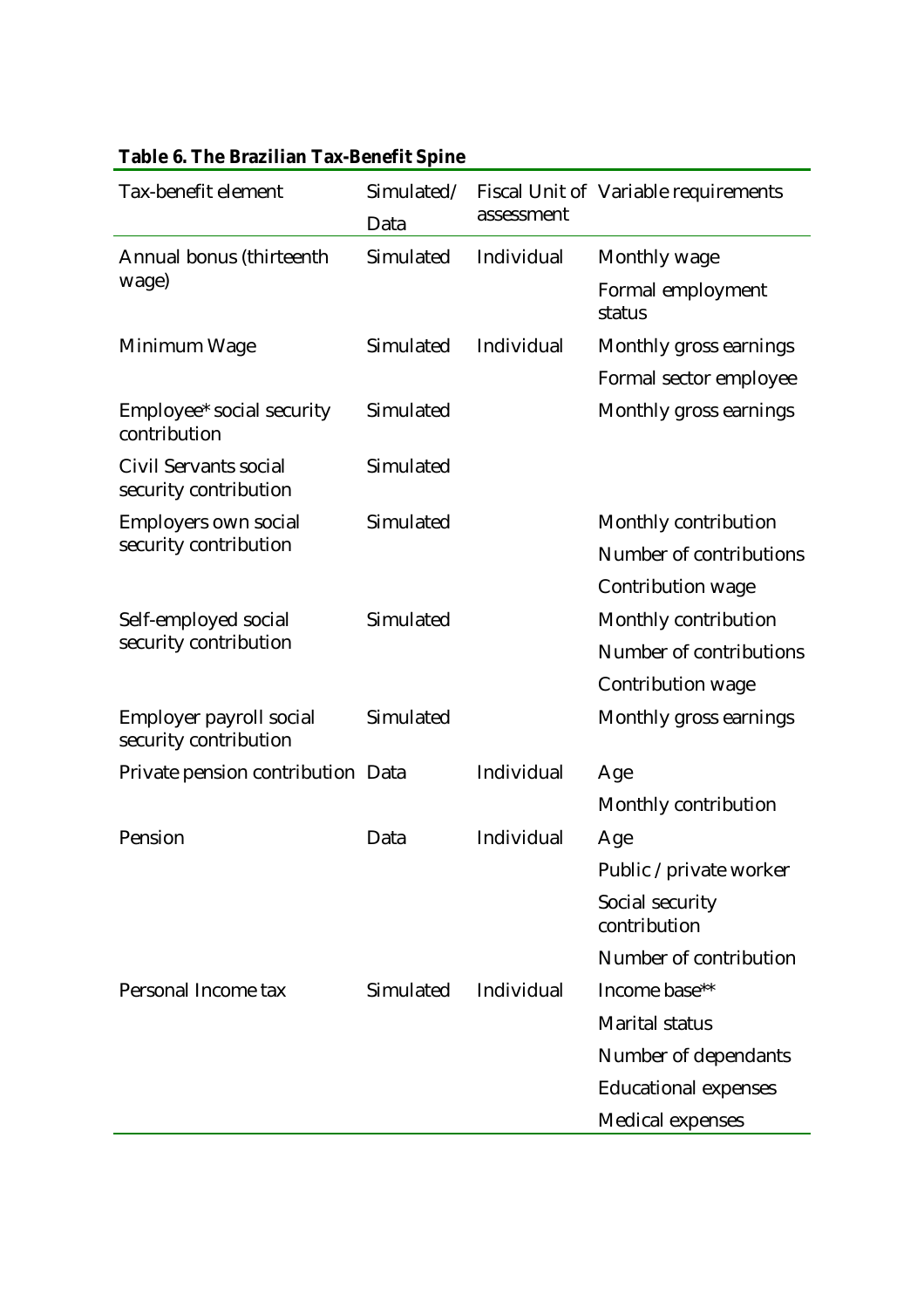**Table 6. The Brazilian Tax-Benefit Spine**

| Tax-benefit element | Simulated/ Data | Fiscal Unit of assessment | Variable requirements |
|---|---|---|---|
| Annual bonus (thirteenth wage) | Simulated | Individual | Monthly wage |
| | | | Formal employment status |
| Minimum Wage | Simulated | Individual | Monthly gross earnings |
| | | | Formal sector employee |
| Employee* social security contribution | Simulated | | Monthly gross earnings |
| Civil Servants social security contribution | Simulated | | |
| Employers own social security contribution | Simulated | | Monthly contribution |
| | | | Number of contributions |
| | | | Contribution wage |
| Self-employed social security contribution | Simulated | | Monthly contribution |
| | | | Number of contributions |
| | | | Contribution wage |
| Employer payroll social security contribution | Simulated | | Monthly gross earnings |
| Private pension contribution | Data | Individual | Age |
| | | | Monthly contribution |
| Pension | Data | Individual | Age |
| | | | Public / private worker |
| | | | Social security contribution |
| | | | Number of contribution |
| Personal Income tax | Simulated | Individual | Income base** |
| | | | Marital status |
| | | | Number of dependants |
| | | | Educational expenses |
| | | | Medical expenses |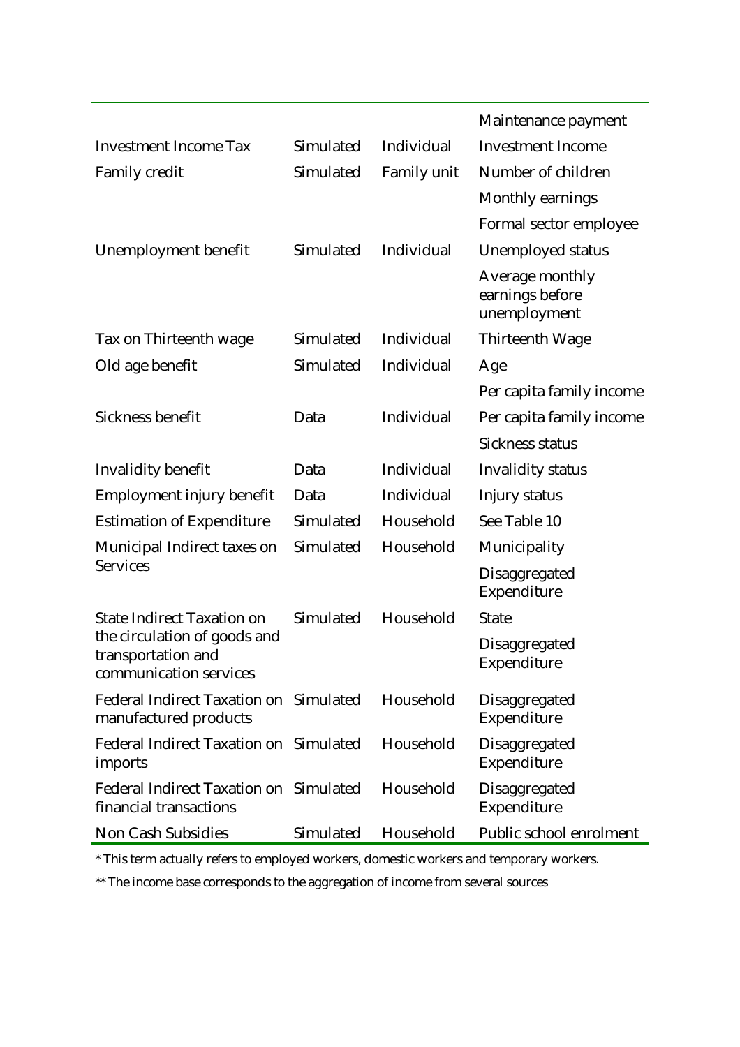| | | | |
|---|---|---|---|
| | | | Maintenance payment |
| Investment Income Tax | Simulated | Individual | Investment Income |
| Family credit | Simulated | Family unit | Number of children |
| | | | Monthly earnings |
| | | | Formal sector employee |
| Unemployment benefit | Simulated | Individual | Unemployed status |
| | | | Average monthly earnings before unemployment |
| Tax on Thirteenth wage | Simulated | Individual | Thirteenth Wage |
| Old age benefit | Simulated | Individual | Age |
| | | | Per capita family income |
| Sickness benefit | Data | Individual | Per capita family income |
| | | | Sickness status |
| Invalidity benefit | Data | Individual | Invalidity status |
| Employment injury benefit | Data | Individual | Injury status |
| Estimation of Expenditure | Simulated | Household | See Table 10 |
| Municipal Indirect taxes on Services | Simulated | Household | Municipality |
| | | | Disaggregated Expenditure |
| State Indirect Taxation on the circulation of goods and transportation and communication services | Simulated | Household | State |
| | | | Disaggregated Expenditure |
| Federal Indirect Taxation on manufactured products | Simulated | Household | Disaggregated Expenditure |
| Federal Indirect Taxation on imports | Simulated | Household | Disaggregated Expenditure |
| Federal Indirect Taxation on financial transactions | Simulated | Household | Disaggregated Expenditure |
| Non Cash Subsidies | Simulated | Household | Public school enrolment |

* This term actually refers to employed workers, domestic workers and temporary workers.

** The income base corresponds to the aggregation of income from several sources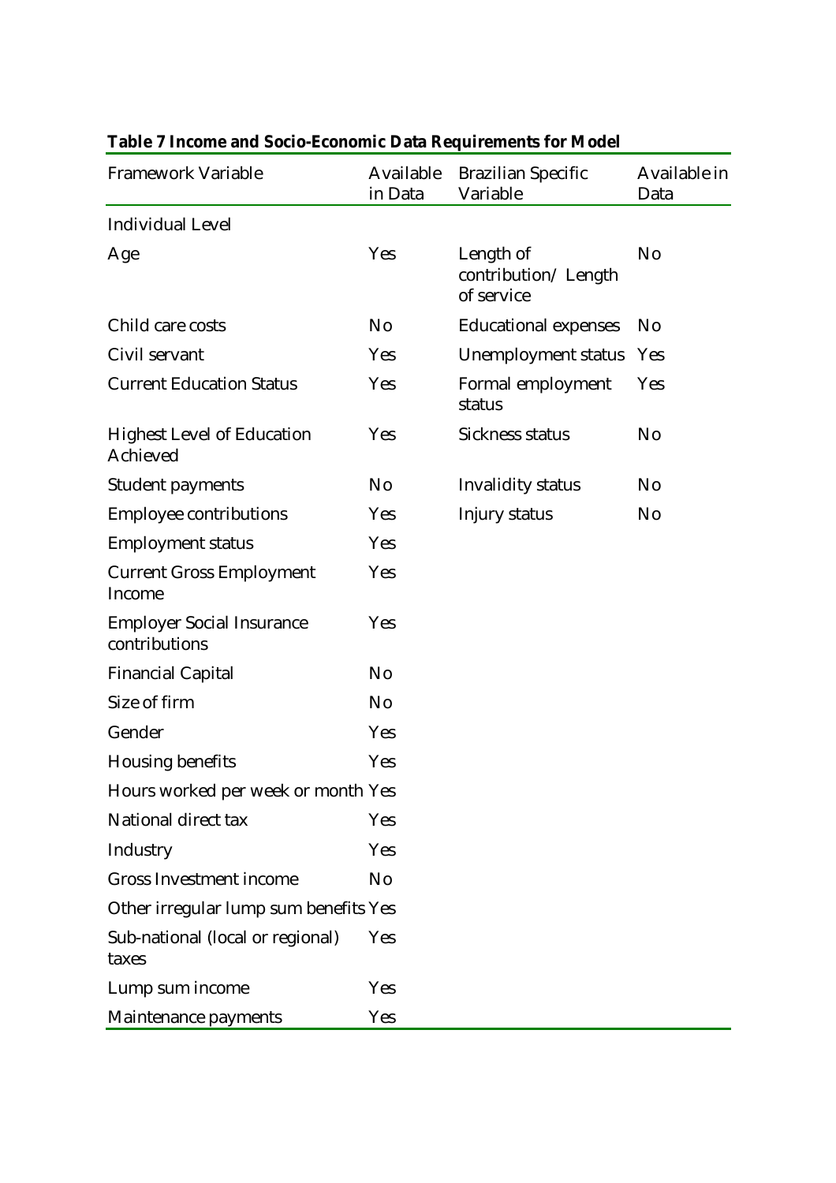**Table 7 Income and Socio-Economic Data Requirements for Model**

| Framework Variable | Available in Data | Brazilian Specific Variable | Available in Data |
|---|---|---|---|
| Individual Level | | | |
| Age | Yes | Length of contribution/ Length of service | No |
| Child care costs | No | Educational expenses | No |
| Civil servant | Yes | Unemployment status | Yes |
| Current Education Status | Yes | Formal employment status | Yes |
| Highest Level of Education Achieved | Yes | Sickness status | No |
| Student payments | No | Invalidity status | No |
| Employee contributions | Yes | Injury status | No |
| Employment status | Yes | | |
| Current Gross Employment Income | Yes | | |
| Employer Social Insurance contributions | Yes | | |
| Financial Capital | No | | |
| Size of firm | No | | |
| Gender | Yes | | |
| Housing benefits | Yes | | |
| Hours worked per week or month | Yes | | |
| National direct tax | Yes | | |
| Industry | Yes | | |
| Gross Investment income | No | | |
| Other irregular lump sum benefits | Yes | | |
| Sub-national (local or regional) taxes | Yes | | |
| Lump sum income | Yes | | |
| Maintenance payments | Yes | | |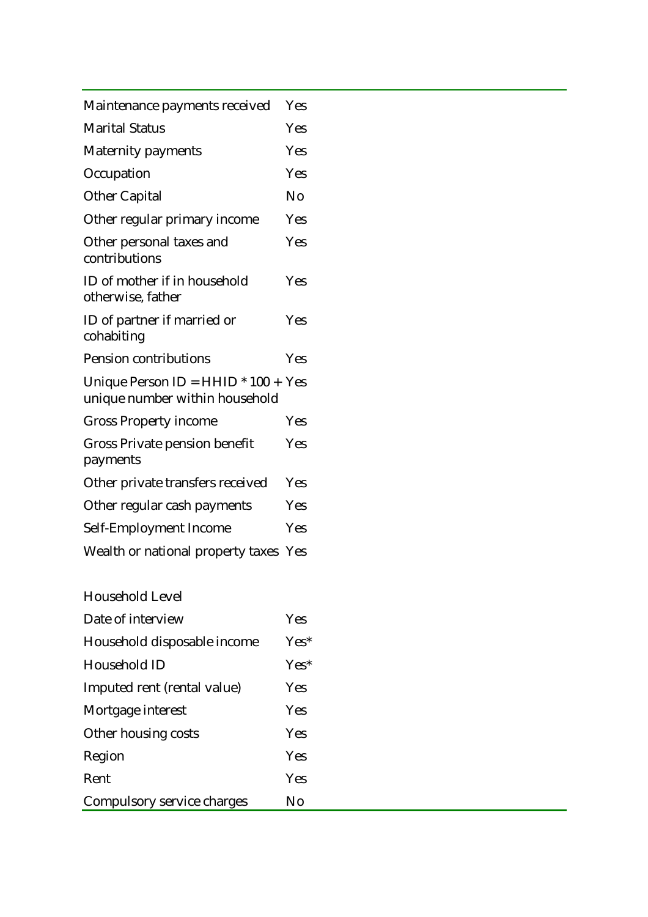| | |
|---|---|
| Maintenance payments received | Yes |
| Marital Status | Yes |
| Maternity payments | Yes |
| Occupation | Yes |
| Other Capital | No |
| Other regular primary income | Yes |
| Other personal taxes and contributions | Yes |
| ID of mother if in household otherwise, father | Yes |
| ID of partner if married or cohabiting | Yes |
| Pension contributions | Yes |
| Unique Person ID = HHID * 100 + unique number within household | Yes |
| Gross Property income | Yes |
| Gross Private pension benefit payments | Yes |
| Other private transfers received | Yes |
| Other regular cash payments | Yes |
| Self-Employment Income | Yes |
| Wealth or national property taxes | Yes |
| | |
| Household Level | |
| Date of interview | Yes |
| Household disposable income | Yes* |
| Household ID | Yes* |
| Imputed rent (rental value) | Yes |
| Mortgage interest | Yes |
| Other housing costs | Yes |
| Region | Yes |
| Rent | Yes |
| Compulsory service charges | No |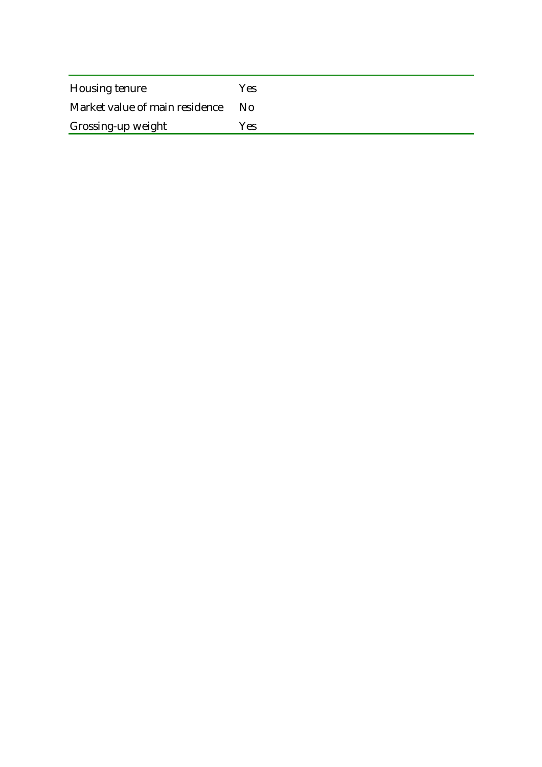| | |
|---|---|
| Housing tenure | Yes |
| Market value of main residence | No |
| Grossing-up weight | Yes |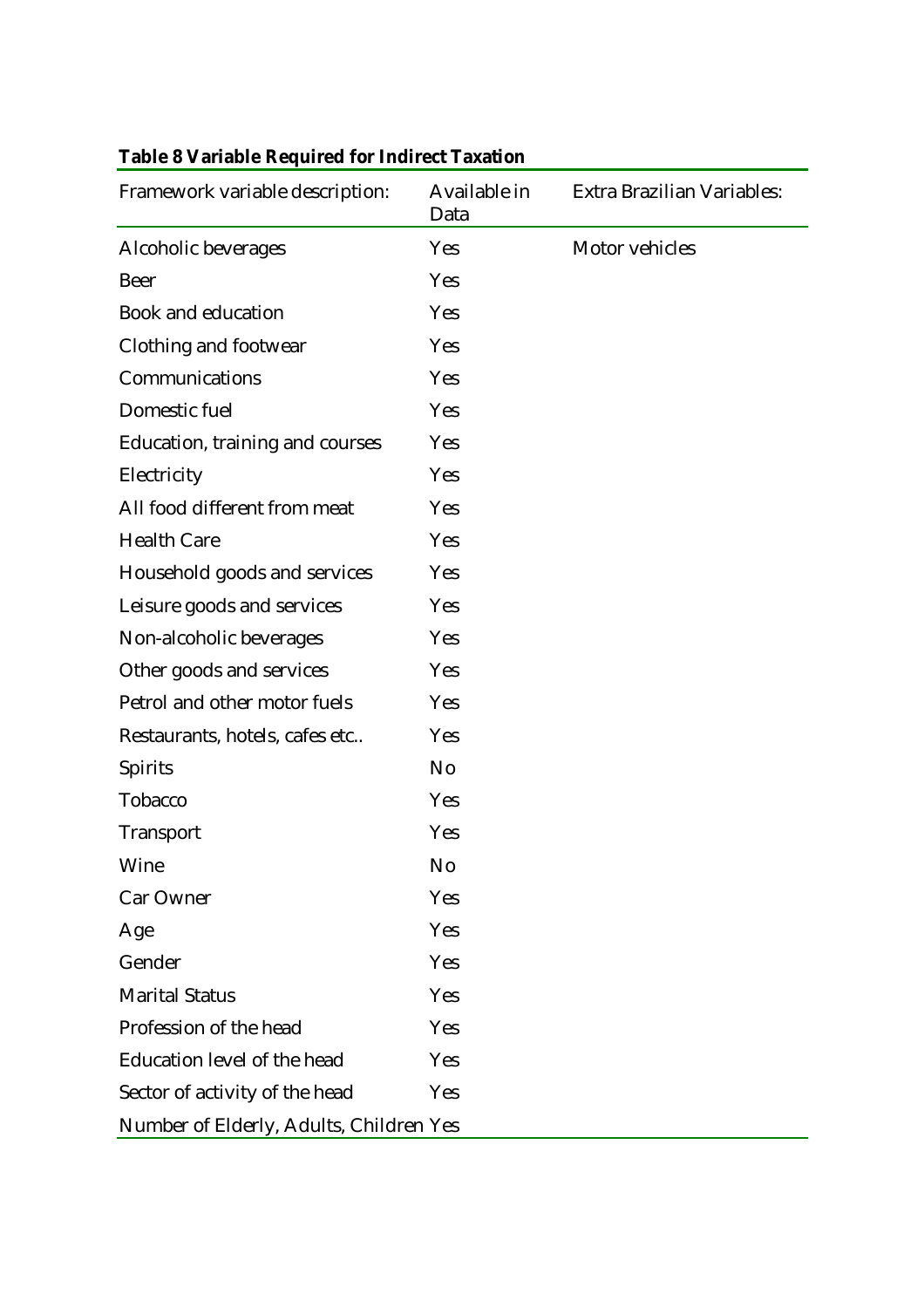**Table 8 Variable Required for Indirect Taxation**

| Framework variable description: | Available in Data | Extra Brazilian Variables: |
|---|---|---|
| Alcoholic beverages | Yes | Motor vehicles |
| Beer | Yes | |
| Book and education | Yes | |
| Clothing and footwear | Yes | |
| Communications | Yes | |
| Domestic fuel | Yes | |
| Education, training and courses | Yes | |
| Electricity | Yes | |
| All food different from meat | Yes | |
| Health Care | Yes | |
| Household goods and services | Yes | |
| Leisure goods and services | Yes | |
| Non-alcoholic beverages | Yes | |
| Other goods and services | Yes | |
| Petrol and other motor fuels | Yes | |
| Restaurants, hotels, cafes etc.. | Yes | |
| Spirits | No | |
| Tobacco | Yes | |
| Transport | Yes | |
| Wine | No | |
| Car Owner | Yes | |
| Age | Yes | |
| Gender | Yes | |
| Marital Status | Yes | |
| Profession of the head | Yes | |
| Education level of the head | Yes | |
| Sector of activity of the head | Yes | |
| Number of Elderly, Adults, Children | Yes | |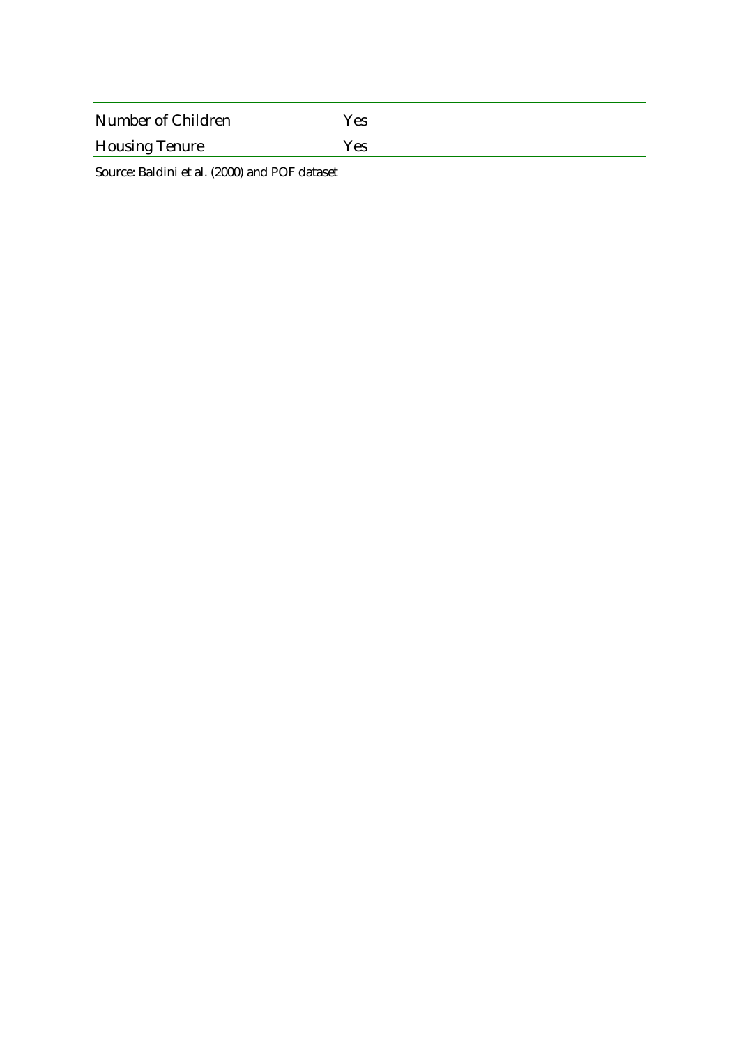| | |
|---|---|
| Number of Children | Yes |
| Housing Tenure | Yes |

Source: Baldini et al. (2000) and POF dataset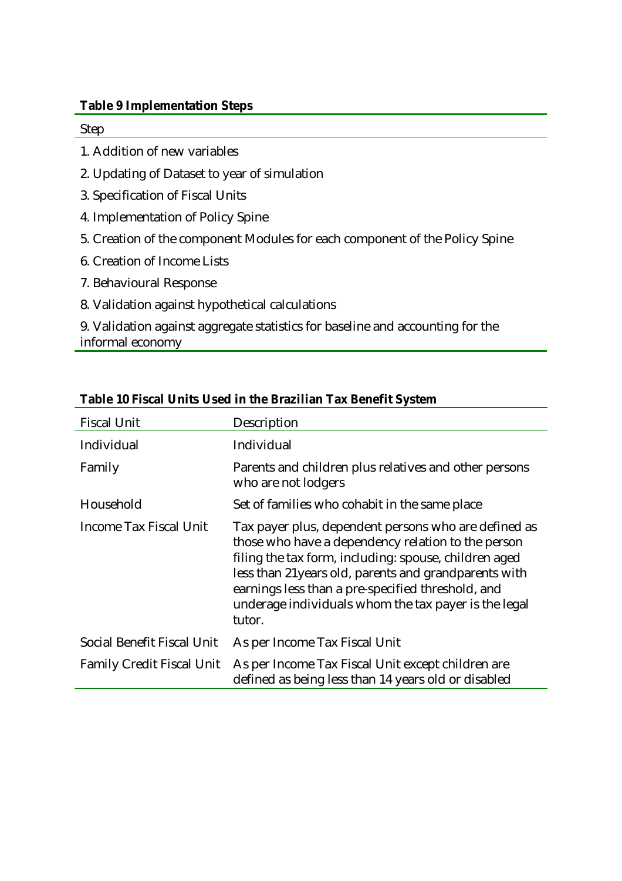**Table 9 Implementation Steps**

| Step |
|---|
| 1. Addition of new variables |
| 2. Updating of Dataset to year of simulation |
| 3. Specification of Fiscal Units |
| 4. Implementation of Policy Spine |
| 5. Creation of the component Modules for each component of the Policy Spine |
| 6. Creation of Income Lists |
| 7. Behavioural Response |
| 8. Validation against hypothetical calculations |
| 9. Validation against aggregate statistics for baseline and accounting for the informal economy |

**Table 10 Fiscal Units Used in the Brazilian Tax Benefit System**

| Fiscal Unit | Description |
|---|---|
| Individual | Individual |
| Family | Parents and children plus relatives and other persons who are not lodgers |
| Household | Set of families who cohabit in the same place |
| Income Tax Fiscal Unit | Tax payer plus, dependent persons who are defined as those who have a dependency relation to the person filing the tax form, including: spouse, children aged less than 21years old, parents and grandparents with earnings less than a pre-specified threshold, and underage individuals whom the tax payer is the legal tutor. |
| Social Benefit Fiscal Unit | As per Income Tax Fiscal Unit |
| Family Credit Fiscal Unit | As per Income Tax Fiscal Unit except children are defined as being less than 14 years old or disabled |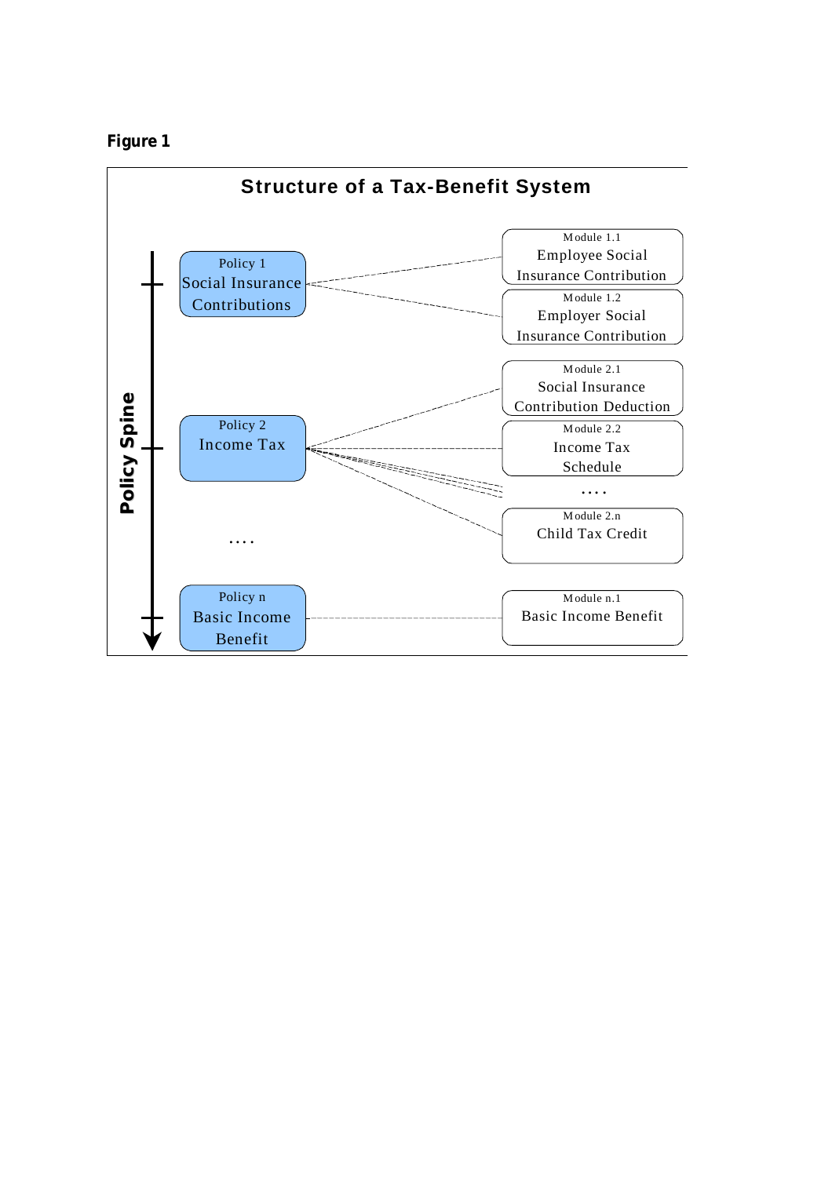**Figure 1**

Structure of a Tax-Benefit System

Policy Spine

Policy 1
Social Insurance Contributions

Module 1.1
Employee Social Insurance Contribution

Module 1.2
Employer Social Insurance Contribution

Policy 2
Income Tax

Module 2.1
Social Insurance Contribution Deduction

Module 2.2
Income Tax Schedule

....

Module 2.n
Child Tax Credit

....

Policy n
Basic Income Benefit

Module n.1
Basic Income Benefit